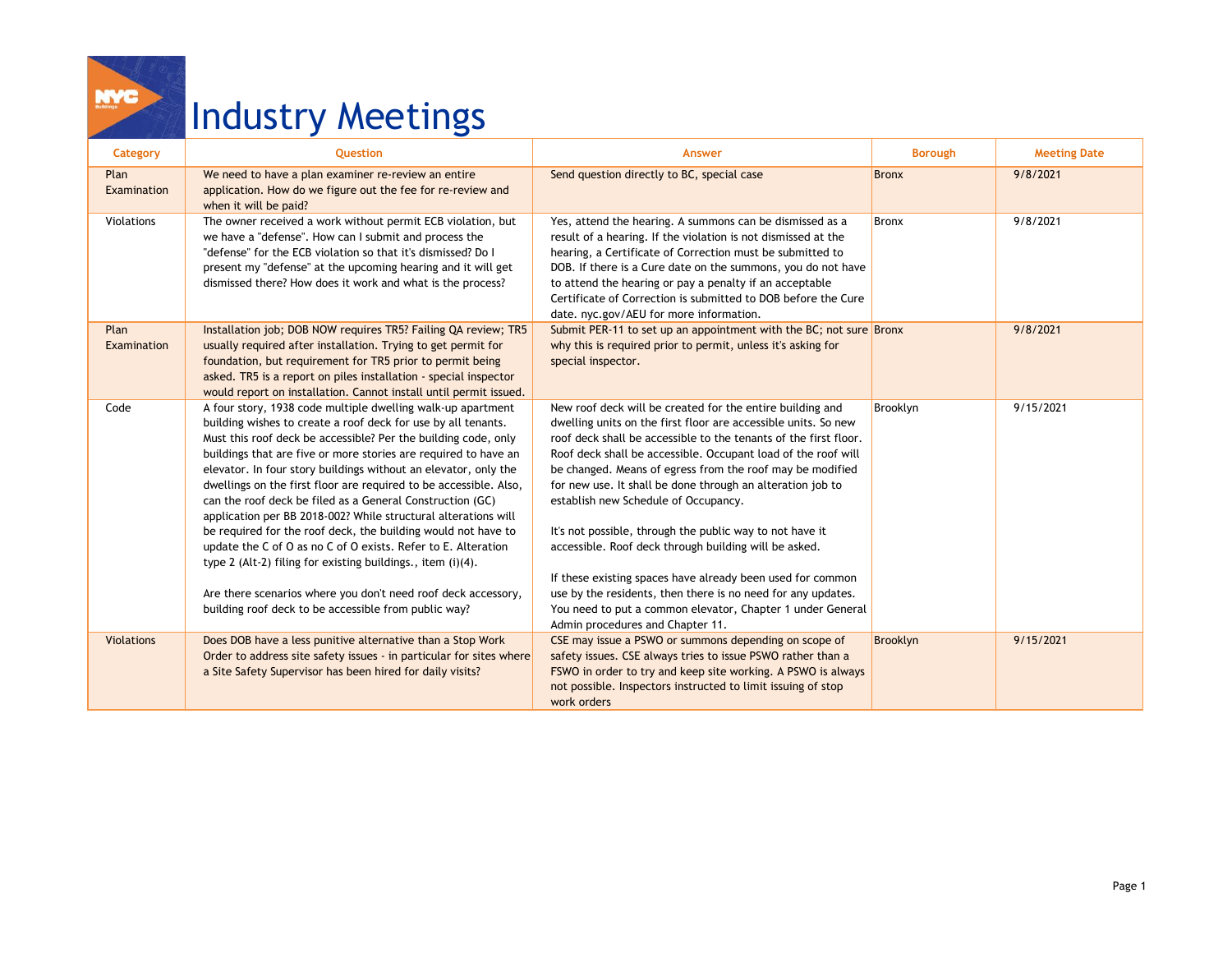# Industry Meetings

| Category | Question | Answer | Borough | Meeting Date |
|---|---|---|---|---|
| Plan Examination | We need to have a plan examiner re-review an entire application. How do we figure out the fee for re-review and when it will be paid? | Send question directly to BC, special case | Bronx | 9/8/2021 |
| Violations | The owner received a work without permit ECB violation, but we have a "defense". How can I submit and process the "defense" for the ECB violation so that it's dismissed? Do I present my "defense" at the upcoming hearing and it will get dismissed there? How does it work and what is the process? | Yes, attend the hearing. A summons can be dismissed as a result of a hearing. If the violation is not dismissed at the hearing, a Certificate of Correction must be submitted to DOB. If there is a Cure date on the summons, you do not have to attend the hearing or pay a penalty if an acceptable Certificate of Correction is submitted to DOB before the Cure date. nyc.gov/AEU for more information. | Bronx | 9/8/2021 |
| Plan Examination | Installation job; DOB NOW requires TR5? Failing QA review; TR5 usually required after installation. Trying to get permit for foundation, but requirement for TR5 prior to permit being asked. TR5 is a report on piles installation - special inspector would report on installation. Cannot install until permit issued. | Submit PER-11 to set up an appointment with the BC; not sure why this is required prior to permit, unless it's asking for special inspector. | Bronx | 9/8/2021 |
| Code | A four story, 1938 code multiple dwelling walk-up apartment building wishes to create a roof deck for use by all tenants. Must this roof deck be accessible? Per the building code, only buildings that are five or more stories are required to have an elevator. In four story buildings without an elevator, only the dwellings on the first floor are required to be accessible. Also, can the roof deck be filed as a General Construction (GC) application per BB 2018-002? While structural alterations will be required for the roof deck, the building would not have to update the C of O as no C of O exists. Refer to E. Alteration type 2 (Alt-2) filing for existing buildings., item (i)(4).<br><br>Are there scenarios where you don't need roof deck accessory, building roof deck to be accessible from public way? | New roof deck will be created for the entire building and dwelling units on the first floor are accessible units. So new roof deck shall be accessible to the tenants of the first floor. Roof deck shall be accessible. Occupant load of the roof will be changed. Means of egress from the roof may be modified for new use. It shall be done through an alteration job to establish new Schedule of Occupancy.<br><br>It's not possible, through the public way to not have it accessible. Roof deck through building will be asked.<br><br>If these existing spaces have already been used for common use by the residents, then there is no need for any updates. You need to put a common elevator, Chapter 1 under General Admin procedures and Chapter 11. | Brooklyn | 9/15/2021 |
| Violations | Does DOB have a less punitive alternative than a Stop Work Order to address site safety issues - in particular for sites where a Site Safety Supervisor has been hired for daily visits? | CSE may issue a PSWO or summons depending on scope of safety issues. CSE always tries to issue PSWO rather than a FSWO in order to try and keep site working. A PSWO is always not possible. Inspectors instructed to limit issuing of stop work orders | Brooklyn | 9/15/2021 |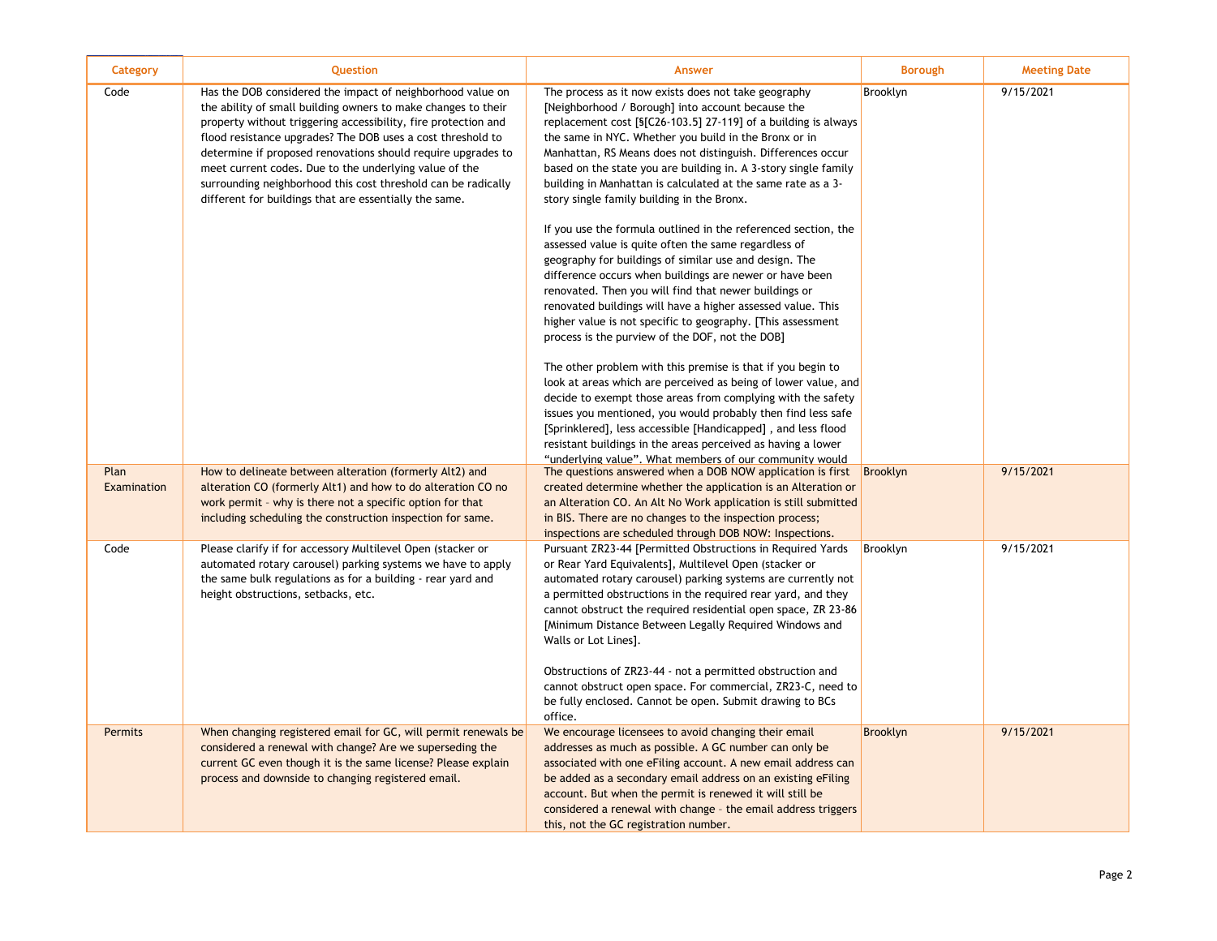| Category | Question | Answer | Borough | Meeting Date |
|---|---|---|---|---|
| Code | Has the DOB considered the impact of neighborhood value on the ability of small building owners to make changes to their property without triggering accessibility, fire protection and flood resistance upgrades? The DOB uses a cost threshold to determine if proposed renovations should require upgrades to meet current codes. Due to the underlying value of the surrounding neighborhood this cost threshold can be radically different for buildings that are essentially the same. | The process as it now exists does not take geography [Neighborhood / Borough] into account because the replacement cost [§[C26-103.5] 27-119] of a building is always the same in NYC. Whether you build in the Bronx or in Manhattan, RS Means does not distinguish. Differences occur based on the state you are building in. A 3-story single family building in Manhattan is calculated at the same rate as a 3-story single family building in the Bronx.<br><br>If you use the formula outlined in the referenced section, the assessed value is quite often the same regardless of geography for buildings of similar use and design. The difference occurs when buildings are newer or have been renovated. Then you will find that newer buildings or renovated buildings will have a higher assessed value. This higher value is not specific to geography. [This assessment process is the purview of the DOF, not the DOB]<br><br>The other problem with this premise is that if you begin to look at areas which are perceived as being of lower value, and decide to exempt those areas from complying with the safety issues you mentioned, you would probably then find less safe [Sprinklered], less accessible [Handicapped] , and less flood resistant buildings in the areas perceived as having a lower "underlying value". What members of our community would | Brooklyn | 9/15/2021 |
| Plan Examination | How to delineate between alteration (formerly Alt2) and alteration CO (formerly Alt1) and how to do alteration CO no work permit - why is there not a specific option for that including scheduling the construction inspection for same. | The questions answered when a DOB NOW application is first created determine whether the application is an Alteration or an Alteration CO. An Alt No Work application is still submitted in BIS. There are no changes to the inspection process; inspections are scheduled through DOB NOW: Inspections. | Brooklyn | 9/15/2021 |
| Code | Please clarify if for accessory Multilevel Open (stacker or automated rotary carousel) parking systems we have to apply the same bulk regulations as for a building - rear yard and height obstructions, setbacks, etc. | Pursuant ZR23-44 [Permitted Obstructions in Required Yards or Rear Yard Equivalents], Multilevel Open (stacker or automated rotary carousel) parking systems are currently not a permitted obstructions in the required rear yard, and they cannot obstruct the required residential open space, ZR 23-86 [Minimum Distance Between Legally Required Windows and Walls or Lot Lines].<br><br>Obstructions of ZR23-44 - not a permitted obstruction and cannot obstruct open space. For commercial, ZR23-C, need to be fully enclosed. Cannot be open. Submit drawing to BCs office. | Brooklyn | 9/15/2021 |
| Permits | When changing registered email for GC, will permit renewals be considered a renewal with change? Are we superseding the current GC even though it is the same license? Please explain process and downside to changing registered email. | We encourage licensees to avoid changing their email addresses as much as possible. A GC number can only be associated with one eFiling account. A new email address can be added as a secondary email address on an existing eFiling account. But when the permit is renewed it will still be considered a renewal with change - the email address triggers this, not the GC registration number. | Brooklyn | 9/15/2021 |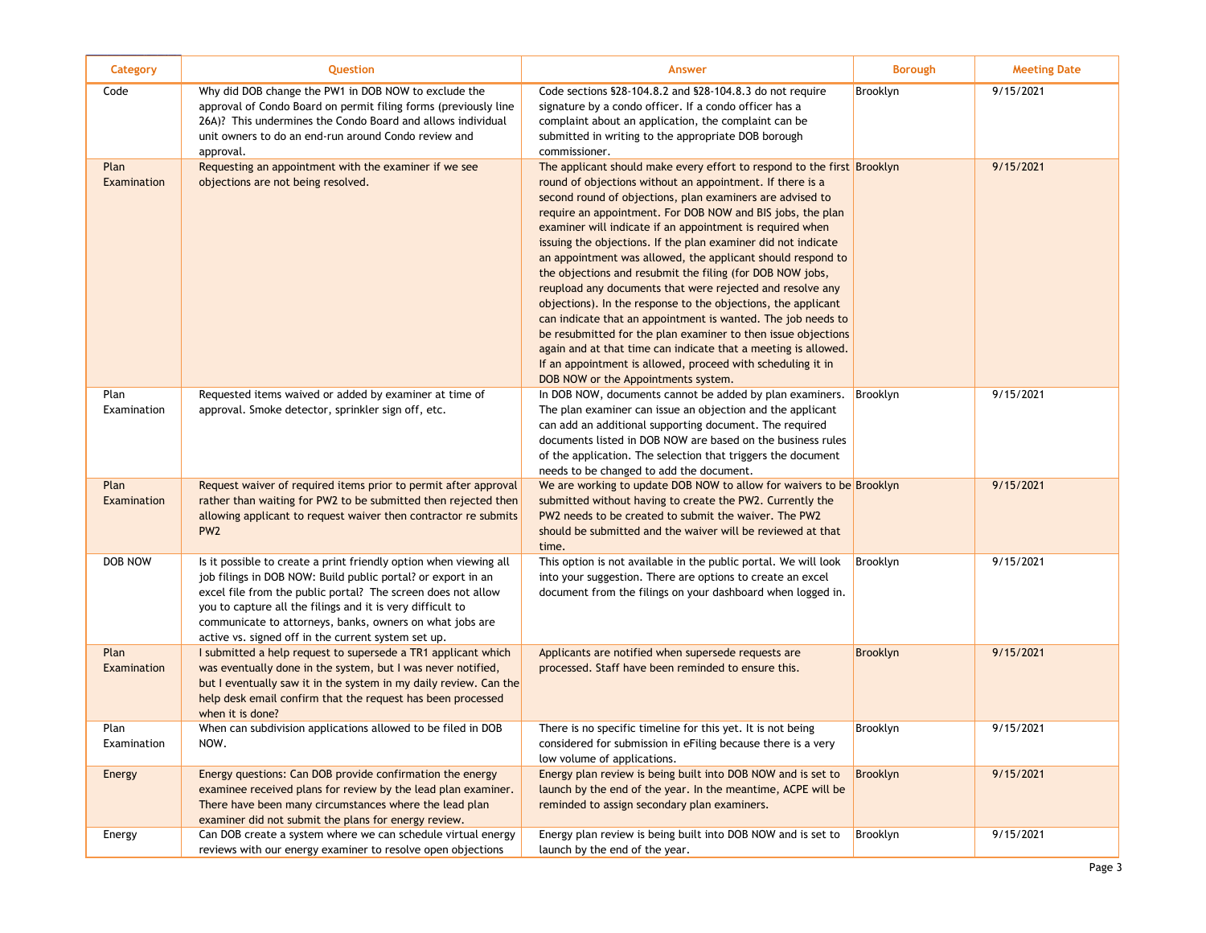| Category | Question | Answer | Borough | Meeting Date |
| --- | --- | --- | --- | --- |
| Code | Why did DOB change the PW1 in DOB NOW to exclude the approval of Condo Board on permit filing forms (previously line 26A)? This undermines the Condo Board and allows individual unit owners to do an end-run around Condo review and approval. | Code sections §28-104.8.2 and §28-104.8.3 do not require signature by a condo officer. If a condo officer has a complaint about an application, the complaint can be submitted in writing to the appropriate DOB borough commissioner. | Brooklyn | 9/15/2021 |
| Plan Examination | Requesting an appointment with the examiner if we see objections are not being resolved. | The applicant should make every effort to respond to the first round of objections without an appointment. If there is a second round of objections, plan examiners are advised to require an appointment. For DOB NOW and BIS jobs, the plan examiner will indicate if an appointment is required when issuing the objections. If the plan examiner did not indicate an appointment was allowed, the applicant should respond to the objections and resubmit the filing (for DOB NOW jobs, reupload any documents that were rejected and resolve any objections). In the response to the objections, the applicant can indicate that an appointment is wanted. The job needs to be resubmitted for the plan examiner to then issue objections again and at that time can indicate that a meeting is allowed. If an appointment is allowed, proceed with scheduling it in DOB NOW or the Appointments system. | Brooklyn | 9/15/2021 |
| Plan Examination | Requested items waived or added by examiner at time of approval. Smoke detector, sprinkler sign off, etc. | In DOB NOW, documents cannot be added by plan examiners. The plan examiner can issue an objection and the applicant can add an additional supporting document. The required documents listed in DOB NOW are based on the business rules of the application. The selection that triggers the document needs to be changed to add the document. | Brooklyn | 9/15/2021 |
| Plan Examination | Request waiver of required items prior to permit after approval rather than waiting for PW2 to be submitted then rejected then allowing applicant to request waiver then contractor re submits PW2 | We are working to update DOB NOW to allow for waivers to be submitted without having to create the PW2. Currently the PW2 needs to be created to submit the waiver. The PW2 should be submitted and the waiver will be reviewed at that time. | Brooklyn | 9/15/2021 |
| DOB NOW | Is it possible to create a print friendly option when viewing all job filings in DOB NOW: Build public portal? or export in an excel file from the public portal? The screen does not allow you to capture all the filings and it is very difficult to communicate to attorneys, banks, owners on what jobs are active vs. signed off in the current system set up. | This option is not available in the public portal. We will look into your suggestion. There are options to create an excel document from the filings on your dashboard when logged in. | Brooklyn | 9/15/2021 |
| Plan Examination | I submitted a help request to supersede a TR1 applicant which was eventually done in the system, but I was never notified, but I eventually saw it in the system in my daily review. Can the help desk email confirm that the request has been processed when it is done? | Applicants are notified when supersede requests are processed. Staff have been reminded to ensure this. | Brooklyn | 9/15/2021 |
| Plan Examination | When can subdivision applications allowed to be filed in DOB NOW. | There is no specific timeline for this yet. It is not being considered for submission in eFiling because there is a very low volume of applications. | Brooklyn | 9/15/2021 |
| Energy | Energy questions: Can DOB provide confirmation the energy examinee received plans for review by the lead plan examiner. There have been many circumstances where the lead plan examiner did not submit the plans for energy review. | Energy plan review is being built into DOB NOW and is set to launch by the end of the year. In the meantime, ACPE will be reminded to assign secondary plan examiners. | Brooklyn | 9/15/2021 |
| Energy | Can DOB create a system where we can schedule virtual energy reviews with our energy examiner to resolve open objections | Energy plan review is being built into DOB NOW and is set to launch by the end of the year. | Brooklyn | 9/15/2021 |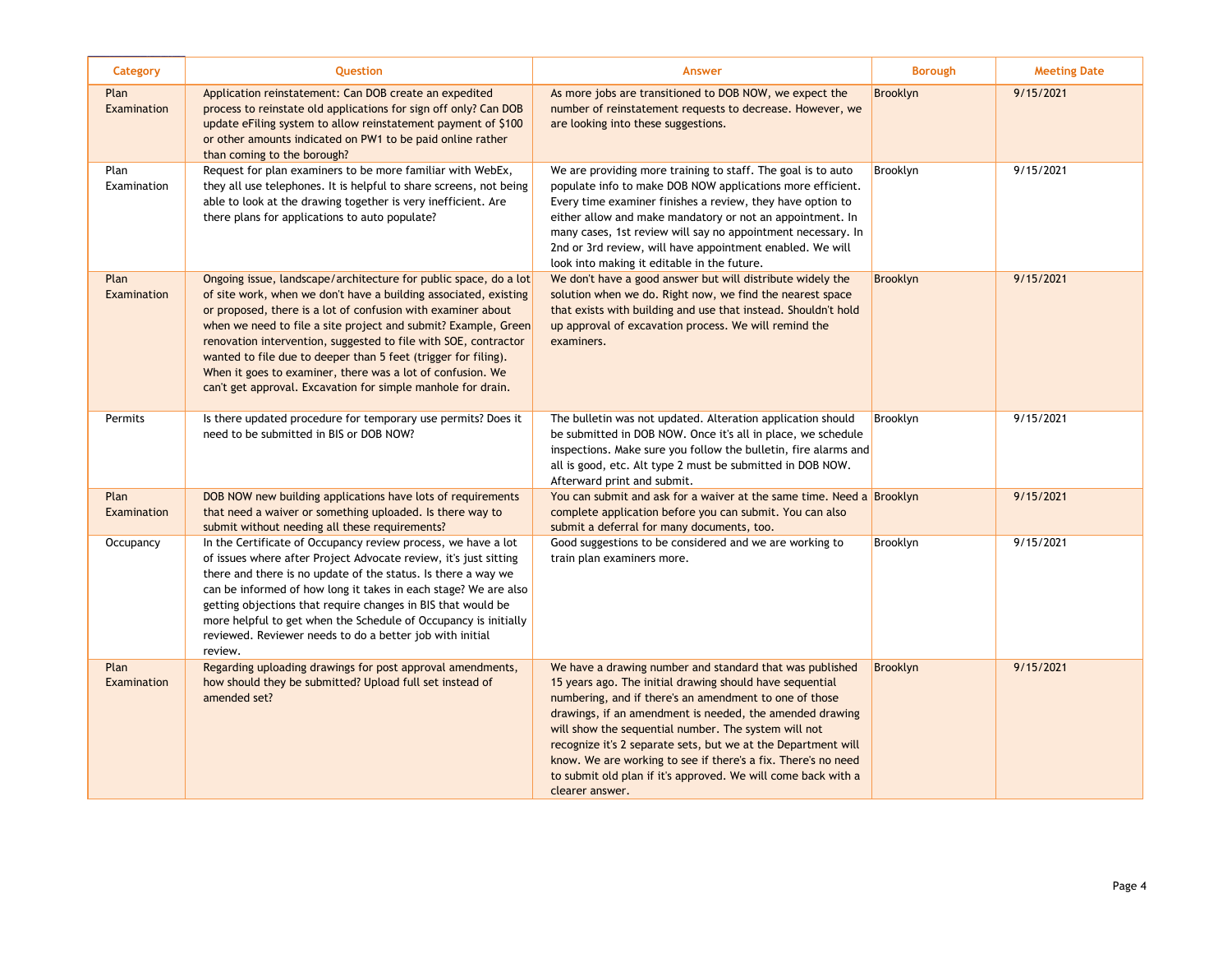| Category | Question | Answer | Borough | Meeting Date |
|---|---|---|---|---|
| Plan Examination | Application reinstatement: Can DOB create an expedited process to reinstate old applications for sign off only? Can DOB update eFiling system to allow reinstatement payment of $100 or other amounts indicated on PW1 to be paid online rather than coming to the borough? | As more jobs are transitioned to DOB NOW, we expect the number of reinstatement requests to decrease. However, we are looking into these suggestions. | Brooklyn | 9/15/2021 |
| Plan Examination | Request for plan examiners to be more familiar with WebEx, they all use telephones. It is helpful to share screens, not being able to look at the drawing together is very inefficient. Are there plans for applications to auto populate? | We are providing more training to staff. The goal is to auto populate info to make DOB NOW applications more efficient. Every time examiner finishes a review, they have option to either allow and make mandatory or not an appointment. In many cases, 1st review will say no appointment necessary. In 2nd or 3rd review, will have appointment enabled. We will look into making it editable in the future. | Brooklyn | 9/15/2021 |
| Plan Examination | Ongoing issue, landscape/architecture for public space, do a lot of site work, when we don't have a building associated, existing or proposed, there is a lot of confusion with examiner about when we need to file a site project and submit? Example, Green renovation intervention, suggested to file with SOE, contractor wanted to file due to deeper than 5 feet (trigger for filing). When it goes to examiner, there was a lot of confusion. We can't get approval. Excavation for simple manhole for drain. | We don't have a good answer but will distribute widely the solution when we do. Right now, we find the nearest space that exists with building and use that instead. Shouldn't hold up approval of excavation process. We will remind the examiners. | Brooklyn | 9/15/2021 |
| Permits | Is there updated procedure for temporary use permits? Does it need to be submitted in BIS or DOB NOW? | The bulletin was not updated. Alteration application should be submitted in DOB NOW. Once it's all in place, we schedule inspections. Make sure you follow the bulletin, fire alarms and all is good, etc. Alt type 2 must be submitted in DOB NOW. Afterward print and submit. | Brooklyn | 9/15/2021 |
| Plan Examination | DOB NOW new building applications have lots of requirements that need a waiver or something uploaded. Is there way to submit without needing all these requirements? | You can submit and ask for a waiver at the same time. Need a complete application before you can submit. You can also submit a deferral for many documents, too. | Brooklyn | 9/15/2021 |
| Occupancy | In the Certificate of Occupancy review process, we have a lot of issues where after Project Advocate review, it's just sitting there and there is no update of the status. Is there a way we can be informed of how long it takes in each stage? We are also getting objections that require changes in BIS that would be more helpful to get when the Schedule of Occupancy is initially reviewed. Reviewer needs to do a better job with initial review. | Good suggestions to be considered and we are working to train plan examiners more. | Brooklyn | 9/15/2021 |
| Plan Examination | Regarding uploading drawings for post approval amendments, how should they be submitted? Upload full set instead of amended set? | We have a drawing number and standard that was published 15 years ago. The initial drawing should have sequential numbering, and if there's an amendment to one of those drawings, if an amendment is needed, the amended drawing will show the sequential number. The system will not recognize it's 2 separate sets, but we at the Department will know. We are working to see if there's a fix. There's no need to submit old plan if it's approved. We will come back with a clearer answer. | Brooklyn | 9/15/2021 |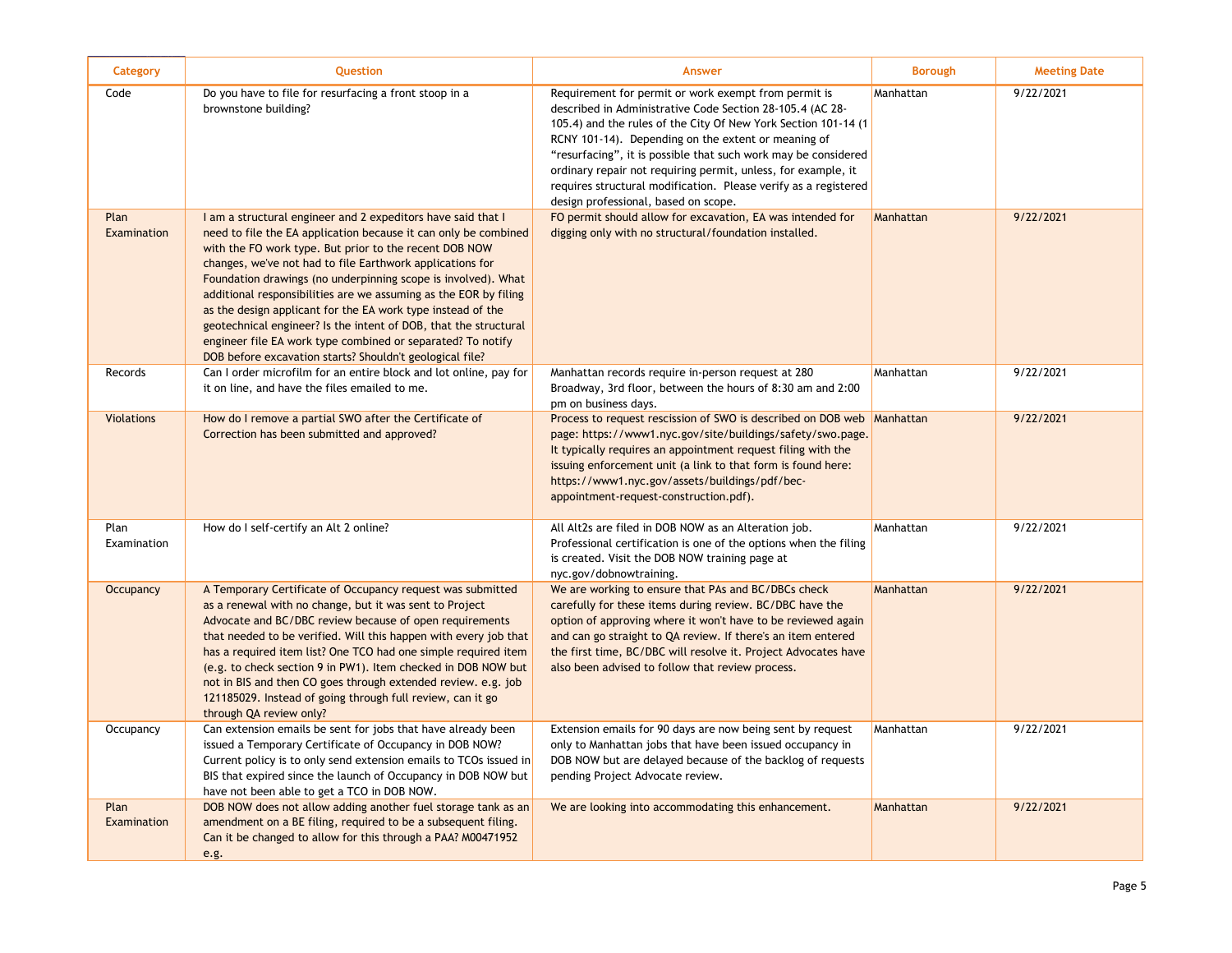| Category | Question | Answer | Borough | Meeting Date |
|---|---|---|---|---|
| Code | Do you have to file for resurfacing a front stoop in a brownstone building? | Requirement for permit or work exempt from permit is described in Administrative Code Section 28-105.4 (AC 28-105.4) and the rules of the City Of New York Section 101-14 (1 RCNY 101-14). Depending on the extent or meaning of "resurfacing", it is possible that such work may be considered ordinary repair not requiring permit, unless, for example, it requires structural modification. Please verify as a registered design professional, based on scope. | Manhattan | 9/22/2021 |
| Plan Examination | I am a structural engineer and 2 expeditors have said that I need to file the EA application because it can only be combined with the FO work type. But prior to the recent DOB NOW changes, we've not had to file Earthwork applications for Foundation drawings (no underpinning scope is involved). What additional responsibilities are we assuming as the EOR by filing as the design applicant for the EA work type instead of the geotechnical engineer? Is the intent of DOB, that the structural engineer file EA work type combined or separated? To notify DOB before excavation starts? Shouldn't geological file? | FO permit should allow for excavation, EA was intended for digging only with no structural/foundation installed. | Manhattan | 9/22/2021 |
| Records | Can I order microfilm for an entire block and lot online, pay for it on line, and have the files emailed to me. | Manhattan records require in-person request at 280 Broadway, 3rd floor, between the hours of 8:30 am and 2:00 pm on business days. | Manhattan | 9/22/2021 |
| Violations | How do I remove a partial SWO after the Certificate of Correction has been submitted and approved? | Process to request rescission of SWO is described on DOB web page: https://www1.nyc.gov/site/buildings/safety/swo.page. It typically requires an appointment request filing with the issuing enforcement unit (a link to that form is found here: https://www1.nyc.gov/assets/buildings/pdf/bec-appointment-request-construction.pdf). | Manhattan | 9/22/2021 |
| Plan Examination | How do I self-certify an Alt 2 online? | All Alt2s are filed in DOB NOW as an Alteration job. Professional certification is one of the options when the filing is created. Visit the DOB NOW training page at nyc.gov/dobnowtraining. | Manhattan | 9/22/2021 |
| Occupancy | A Temporary Certificate of Occupancy request was submitted as a renewal with no change, but it was sent to Project Advocate and BC/DBC review because of open requirements that needed to be verified. Will this happen with every job that has a required item list? One TCO had one simple required item (e.g. to check section 9 in PW1). Item checked in DOB NOW but not in BIS and then CO goes through extended review. e.g. job 121185029. Instead of going through full review, can it go through QA review only? | We are working to ensure that PAs and BC/DBCs check carefully for these items during review. BC/DBC have the option of approving where it won't have to be reviewed again and can go straight to QA review. If there's an item entered the first time, BC/DBC will resolve it. Project Advocates have also been advised to follow that review process. | Manhattan | 9/22/2021 |
| Occupancy | Can extension emails be sent for jobs that have already been issued a Temporary Certificate of Occupancy in DOB NOW? Current policy is to only send extension emails to TCOs issued in BIS that expired since the launch of Occupancy in DOB NOW but have not been able to get a TCO in DOB NOW. | Extension emails for 90 days are now being sent by request only to Manhattan jobs that have been issued occupancy in DOB NOW but are delayed because of the backlog of requests pending Project Advocate review. | Manhattan | 9/22/2021 |
| Plan Examination | DOB NOW does not allow adding another fuel storage tank as an amendment on a BE filing, required to be a subsequent filing. Can it be changed to allow for this through a PAA? M00471952 e.g. | We are looking into accommodating this enhancement. | Manhattan | 9/22/2021 |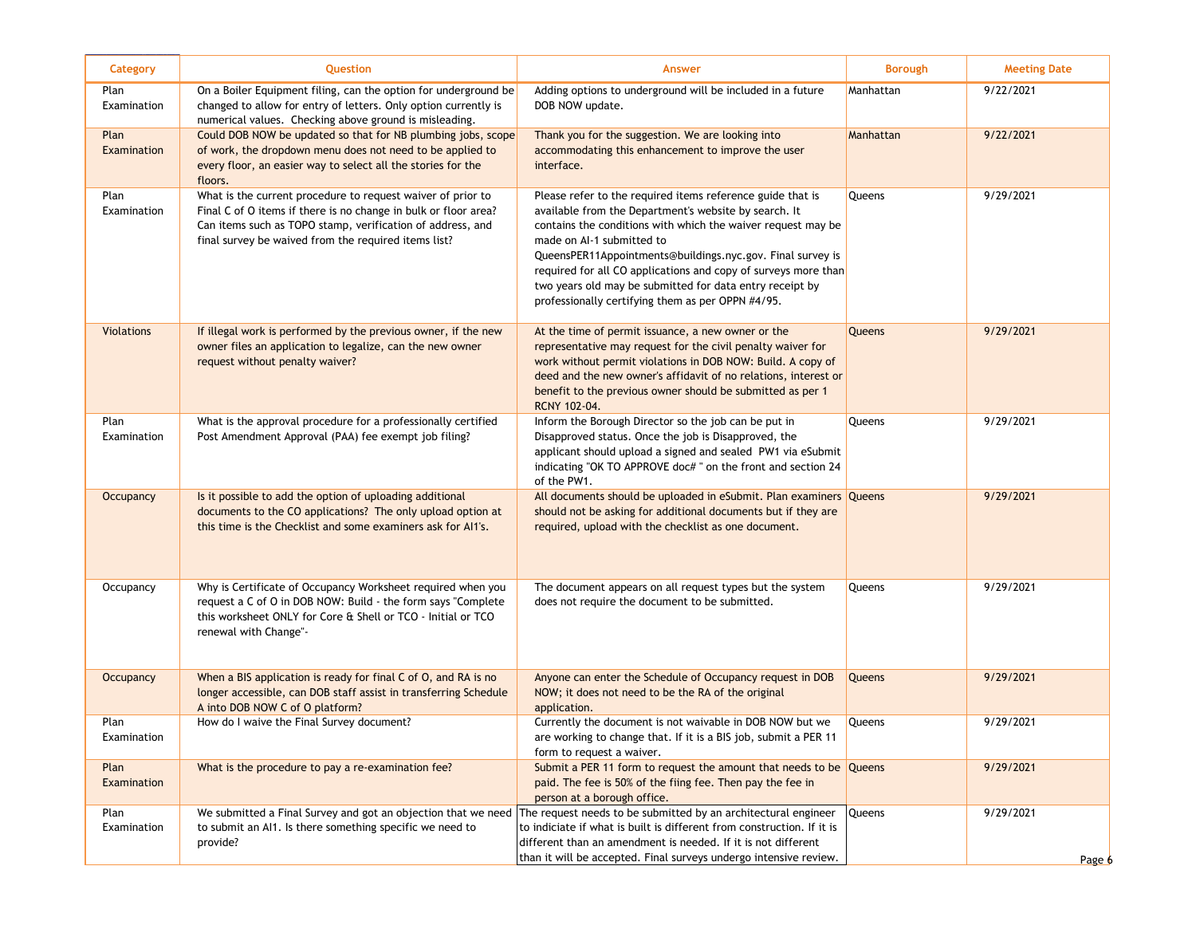| Category | Question | Answer | Borough | Meeting Date |
|---|---|---|---|---|
| Plan Examination | On a Boiler Equipment filing, can the option for underground be changed to allow for entry of letters. Only option currently is numerical values. Checking above ground is misleading. | Adding options to underground will be included in a future DOB NOW update. | Manhattan | 9/22/2021 |
| Plan Examination | Could DOB NOW be updated so that for NB plumbing jobs, scope of work, the dropdown menu does not need to be applied to every floor, an easier way to select all the stories for the floors. | Thank you for the suggestion. We are looking into accommodating this enhancement to improve the user interface. | Manhattan | 9/22/2021 |
| Plan Examination | What is the current procedure to request waiver of prior to Final C of O items if there is no change in bulk or floor area? Can items such as TOPO stamp, verification of address, and final survey be waived from the required items list? | Please refer to the required items reference guide that is available from the Department's website by search. It contains the conditions with which the waiver request may be made on AI-1 submitted to QueensPER11Appointments@buildings.nyc.gov. Final survey is required for all CO applications and copy of surveys more than two years old may be submitted for data entry receipt by professionally certifying them as per OPPN #4/95. | Queens | 9/29/2021 |
| Violations | If illegal work is performed by the previous owner, if the new owner files an application to legalize, can the new owner request without penalty waiver? | At the time of permit issuance, a new owner or the representative may request for the civil penalty waiver for work without permit violations in DOB NOW: Build. A copy of deed and the new owner's affidavit of no relations, interest or benefit to the previous owner should be submitted as per 1 RCNY 102-04. | Queens | 9/29/2021 |
| Plan Examination | What is the approval procedure for a professionally certified Post Amendment Approval (PAA) fee exempt job filing? | Inform the Borough Director so the job can be put in Disapproved status. Once the job is Disapproved, the applicant should upload a signed and sealed PW1 via eSubmit indicating "OK TO APPROVE doc# " on the front and section 24 of the PW1. | Queens | 9/29/2021 |
| Occupancy | Is it possible to add the option of uploading additional documents to the CO applications? The only upload option at this time is the Checklist and some examiners ask for AI1's. | All documents should be uploaded in eSubmit. Plan examiners should not be asking for additional documents but if they are required, upload with the checklist as one document. | Queens | 9/29/2021 |
| Occupancy | Why is Certificate of Occupancy Worksheet required when you request a C of O in DOB NOW: Build - the form says "Complete this worksheet ONLY for Core & Shell or TCO - Initial or TCO renewal with Change"- | The document appears on all request types but the system does not require the document to be submitted. | Queens | 9/29/2021 |
| Occupancy | When a BIS application is ready for final C of O, and RA is no longer accessible, can DOB staff assist in transferring Schedule A into DOB NOW C of O platform? | Anyone can enter the Schedule of Occupancy request in DOB NOW; it does not need to be the RA of the original application. | Queens | 9/29/2021 |
| Plan Examination | How do I waive the Final Survey document? | Currently the document is not waivable in DOB NOW but we are working to change that. If it is a BIS job, submit a PER 11 form to request a waiver. | Queens | 9/29/2021 |
| Plan Examination | What is the procedure to pay a re-examination fee? | Submit a PER 11 form to request the amount that needs to be paid. The fee is 50% of the fiing fee. Then pay the fee in person at a borough office. | Queens | 9/29/2021 |
| Plan Examination | We submitted a Final Survey and got an objection that we need to submit an AI1. Is there something specific we need to provide? | The request needs to be submitted by an architectural engineer to indiciate if what is built is different from construction. If it is different than an amendment is needed. If it is not different than it will be accepted. Final surveys undergo intensive review. | Queens | 9/29/2021 |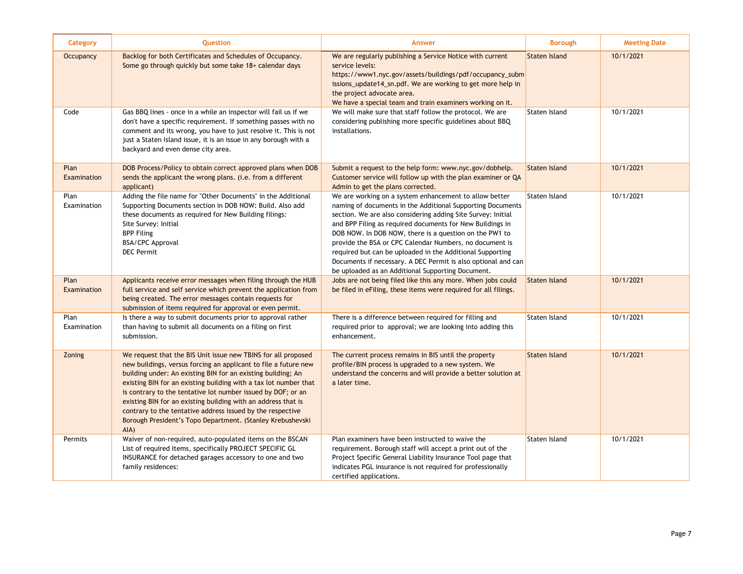| Category | Question | Answer | Borough | Meeting Date |
|---|---|---|---|---|
| Occupancy | Backlog for both Certificates and Schedules of Occupancy. Some go through quickly but some take 18+ calendar days | We are regularly publishing a Service Notice with current service levels: https://www1.nyc.gov/assets/buildings/pdf/occupancy_submissions_update14_sn.pdf. We are working to get more help in the project advocate area. We have a special team and train examiners working on it. | Staten Island | 10/1/2021 |
| Code | Gas BBQ lines - once in a while an inspector will fail us if we don't have a specific requirement. If something passes with no comment and its wrong, you have to just resolve it. This is not just a Staten Island issue, it is an issue in any borough with a backyard and even dense city area. | We will make sure that staff follow the protocol. We are considering publishing more specific guidelines about BBQ installations. | Staten Island | 10/1/2021 |
| Plan Examination | DOB Process/Policy to obtain correct approved plans when DOB sends the applicant the wrong plans. (i.e. from a different applicant) | Submit a request to the help form: www.nyc.gov/dobhelp. Customer service will follow up with the plan examiner or QA Admin to get the plans corrected. | Staten Island | 10/1/2021 |
| Plan Examination | Adding the file name for "Other Documents" in the Additional Supporting Documents section in DOB NOW: Build. Also add these documents as required for New Building filings:<br>Site Survey: Initial<br>BPP Filing<br>BSA/CPC Approval<br>DEC Permit | We are working on a system enhancement to allow better naming of documents in the Additional Supporting Documents section. We are also considering adding Site Survey: Initial and BPP Filing as required documents for New Buildings in DOB NOW. In DOB NOW, there is a question on the PW1 to provide the BSA or CPC Calendar Numbers, no document is required but can be uploaded in the Additional Supporting Documents if necessary. A DEC Permit is also optional and can be uploaded as an Additional Supporting Document. | Staten Island | 10/1/2021 |
| Plan Examination | Applicants receive error messages when filing through the HUB full service and self service which prevent the application from being created. The error messages contain requests for submission of items required for approval or even permit. | Jobs are not being filed like this any more. When jobs could be filed in eFiling, these items were required for all filings. | Staten Island | 10/1/2021 |
| Plan Examination | Is there a way to submit documents prior to approval rather than having to submit all documents on a filing on first submission. | There is a difference between required for filling and required prior to approval; we are looking into adding this enhancement. | Staten Island | 10/1/2021 |
| Zoning | We request that the BIS Unit issue new TBINS for all proposed new buildings, versus forcing an applicant to file a future new building under: An existing BIN for an existing building; An existing BIN for an existing building with a tax lot number that is contrary to the tentative lot number issued by DOF; or an existing BIN for an existing building with an address that is contrary to the tentative address issued by the respective Borough President's Topo Department. (Stanley Krebushevski AIA) | The current process remains in BIS until the property profile/BIN process is upgraded to a new system. We understand the concerns and will provide a better solution at a later time. | Staten Island | 10/1/2021 |
| Permits | Waiver of non-required, auto-populated items on the BSCAN List of required Items, specifically PROJECT SPECIFIC GL INSURANCE for detached garages accessory to one and two family residences: | Plan examiners have been instructed to waive the requirement. Borough staff will accept a print out of the Project Specific General Liability Insurance Tool page that indicates PGL insurance is not required for professionally certified applications. | Staten Island | 10/1/2021 |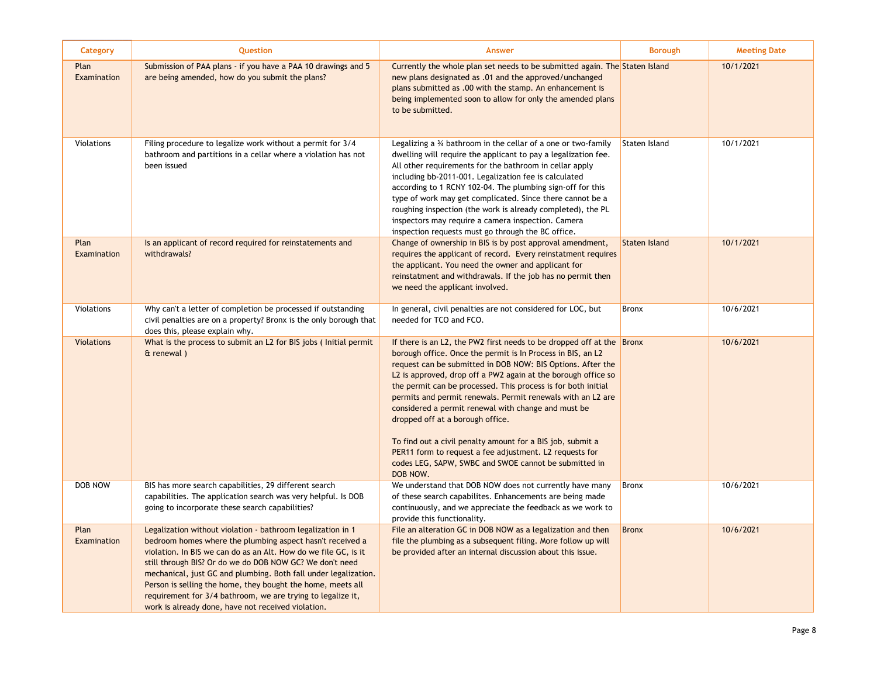| Category | Question | Answer | Borough | Meeting Date |
|---|---|---|---|---|
| Plan Examination | Submission of PAA plans - if you have a PAA 10 drawings and 5 are being amended, how do you submit the plans? | Currently the whole plan set needs to be submitted again. The new plans designated as .01 and the approved/unchanged plans submitted as .00 with the stamp. An enhancement is being implemented soon to allow for only the amended plans to be submitted. | Staten Island | 10/1/2021 |
| Violations | Filing procedure to legalize work without a permit for 3/4 bathroom and partitions in a cellar where a violation has not been issued | Legalizing a ¾ bathroom in the cellar of a one or two-family dwelling will require the applicant to pay a legalization fee. All other requirements for the bathroom in cellar apply including bb-2011-001. Legalization fee is calculated according to 1 RCNY 102-04. The plumbing sign-off for this type of work may get complicated. Since there cannot be a roughing inspection (the work is already completed), the PL inspectors may require a camera inspection. Camera inspection requests must go through the BC office. | Staten Island | 10/1/2021 |
| Plan Examination | Is an applicant of record required for reinstatements and withdrawals? | Change of ownership in BIS is by post approval amendment, requires the applicant of record. Every reinstatment requires the applicant. You need the owner and applicant for reinstatment and withdrawals. If the job has no permit then we need the applicant involved. | Staten Island | 10/1/2021 |
| Violations | Why can't a letter of completion be processed if outstanding civil penalties are on a property? Bronx is the only borough that does this, please explain why. | In general, civil penalties are not considered for LOC, but needed for TCO and FCO. | Bronx | 10/6/2021 |
| Violations | What is the process to submit an L2 for BIS jobs ( Initial permit & renewal ) | If there is an L2, the PW2 first needs to be dropped off at the borough office. Once the permit is In Process in BIS, an L2 request can be submitted in DOB NOW: BIS Options. After the L2 is approved, drop off a PW2 again at the borough office so the permit can be processed. This process is for both initial permits and permit renewals. Permit renewals with an L2 are considered a permit renewal with change and must be dropped off at a borough office.<br><br>To find out a civil penalty amount for a BIS job, submit a PER11 form to request a fee adjustment. L2 requests for codes LEG, SAPW, SWBC and SWOE cannot be submitted in DOB NOW. | Bronx | 10/6/2021 |
| DOB NOW | BIS has more search capabilities, 29 different search capabilities. The application search was very helpful. Is DOB going to incorporate these search capabilities? | We understand that DOB NOW does not currently have many of these search capabilites. Enhancements are being made continuously, and we appreciate the feedback as we work to provide this functionality. | Bronx | 10/6/2021 |
| Plan Examination | Legalization without violation - bathroom legalization in 1 bedroom homes where the plumbing aspect hasn't received a violation. In BIS we can do as an Alt. How do we file GC, is it still through BIS? Or do we do DOB NOW GC? We don't need mechanical, just GC and plumbing. Both fall under legalization. Person is selling the home, they bought the home, meets all requirement for 3/4 bathroom, we are trying to legalize it, work is already done, have not received violation. | File an alteration GC in DOB NOW as a legalization and then file the plumbing as a subsequent filing. More follow up will be provided after an internal discussion about this issue. | Bronx | 10/6/2021 |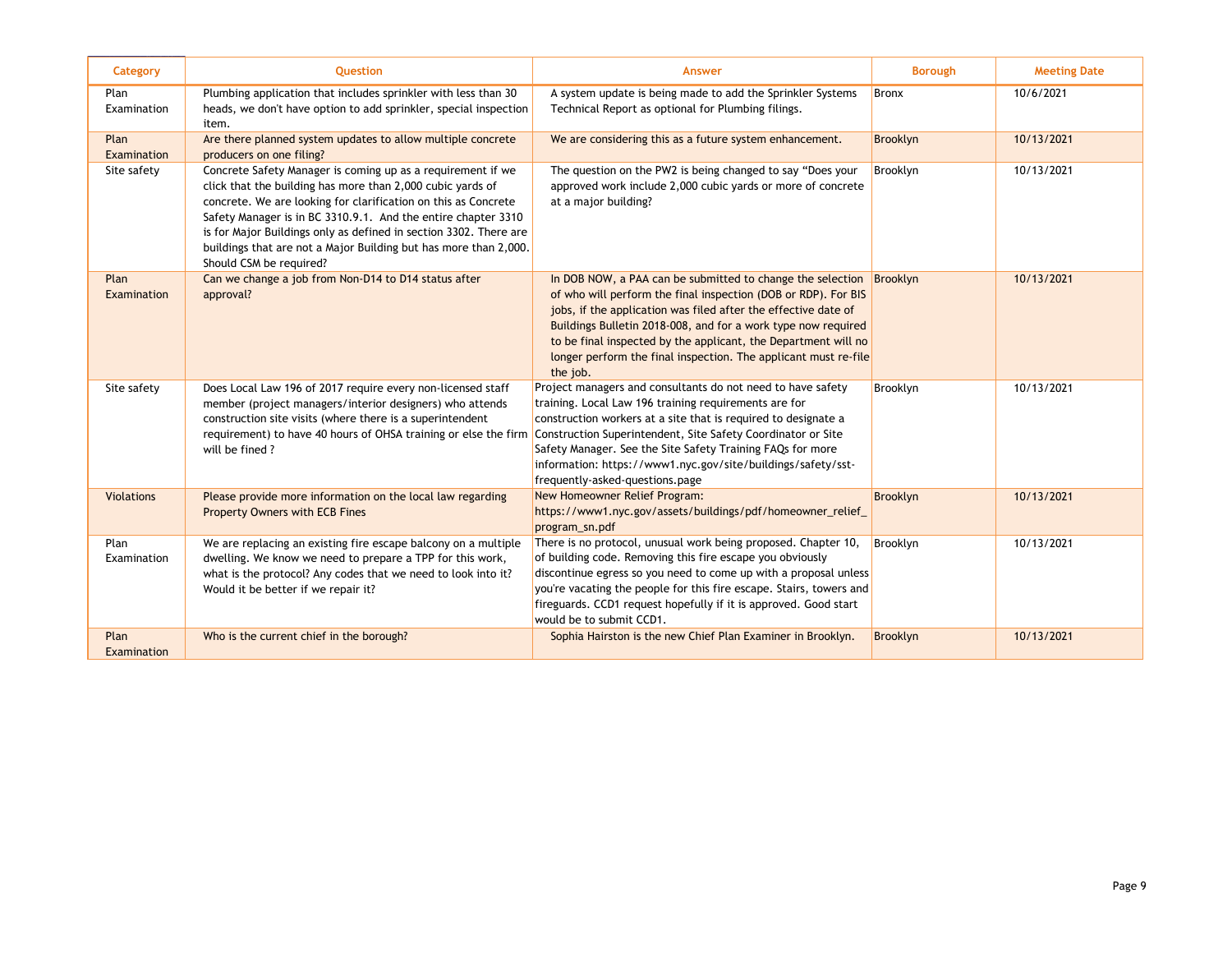| Category | Question | Answer | Borough | Meeting Date |
| --- | --- | --- | --- | --- |
| Plan Examination | Plumbing application that includes sprinkler with less than 30 heads, we don't have option to add sprinkler, special inspection item. | A system update is being made to add the Sprinkler Systems Technical Report as optional for Plumbing filings. | Bronx | 10/6/2021 |
| Plan Examination | Are there planned system updates to allow multiple concrete producers on one filing? | We are considering this as a future system enhancement. | Brooklyn | 10/13/2021 |
| Site safety | Concrete Safety Manager is coming up as a requirement if we click that the building has more than 2,000 cubic yards of concrete. We are looking for clarification on this as Concrete Safety Manager is in BC 3310.9.1. And the entire chapter 3310 is for Major Buildings only as defined in section 3302. There are buildings that are not a Major Building but has more than 2,000. Should CSM be required? | The question on the PW2 is being changed to say "Does your approved work include 2,000 cubic yards or more of concrete at a major building? | Brooklyn | 10/13/2021 |
| Plan Examination | Can we change a job from Non-D14 to D14 status after approval? | In DOB NOW, a PAA can be submitted to change the selection of who will perform the final inspection (DOB or RDP). For BIS jobs, if the application was filed after the effective date of Buildings Bulletin 2018-008, and for a work type now required to be final inspected by the applicant, the Department will no longer perform the final inspection. The applicant must re-file the job. | Brooklyn | 10/13/2021 |
| Site safety | Does Local Law 196 of 2017 require every non-licensed staff member (project managers/interior designers) who attends construction site visits (where there is a superintendent requirement) to have 40 hours of OHSA training or else the firm will be fined ? | Project managers and consultants do not need to have safety training. Local Law 196 training requirements are for construction workers at a site that is required to designate a Construction Superintendent, Site Safety Coordinator or Site Safety Manager. See the Site Safety Training FAQs for more information: https://www1.nyc.gov/site/buildings/safety/sst-frequently-asked-questions.page | Brooklyn | 10/13/2021 |
| Violations | Please provide more information on the local law regarding Property Owners with ECB Fines | New Homeowner Relief Program: https://www1.nyc.gov/assets/buildings/pdf/homeowner_relief_program_sn.pdf | Brooklyn | 10/13/2021 |
| Plan Examination | We are replacing an existing fire escape balcony on a multiple dwelling. We know we need to prepare a TPP for this work, what is the protocol? Any codes that we need to look into it? Would it be better if we repair it? | There is no protocol, unusual work being proposed. Chapter 10, of building code. Removing this fire escape you obviously discontinue egress so you need to come up with a proposal unless you're vacating the people for this fire escape. Stairs, towers and fireguards. CCD1 request hopefully if it is approved. Good start would be to submit CCD1. | Brooklyn | 10/13/2021 |
| Plan Examination | Who is the current chief in the borough? | Sophia Hairston is the new Chief Plan Examiner in Brooklyn. | Brooklyn | 10/13/2021 |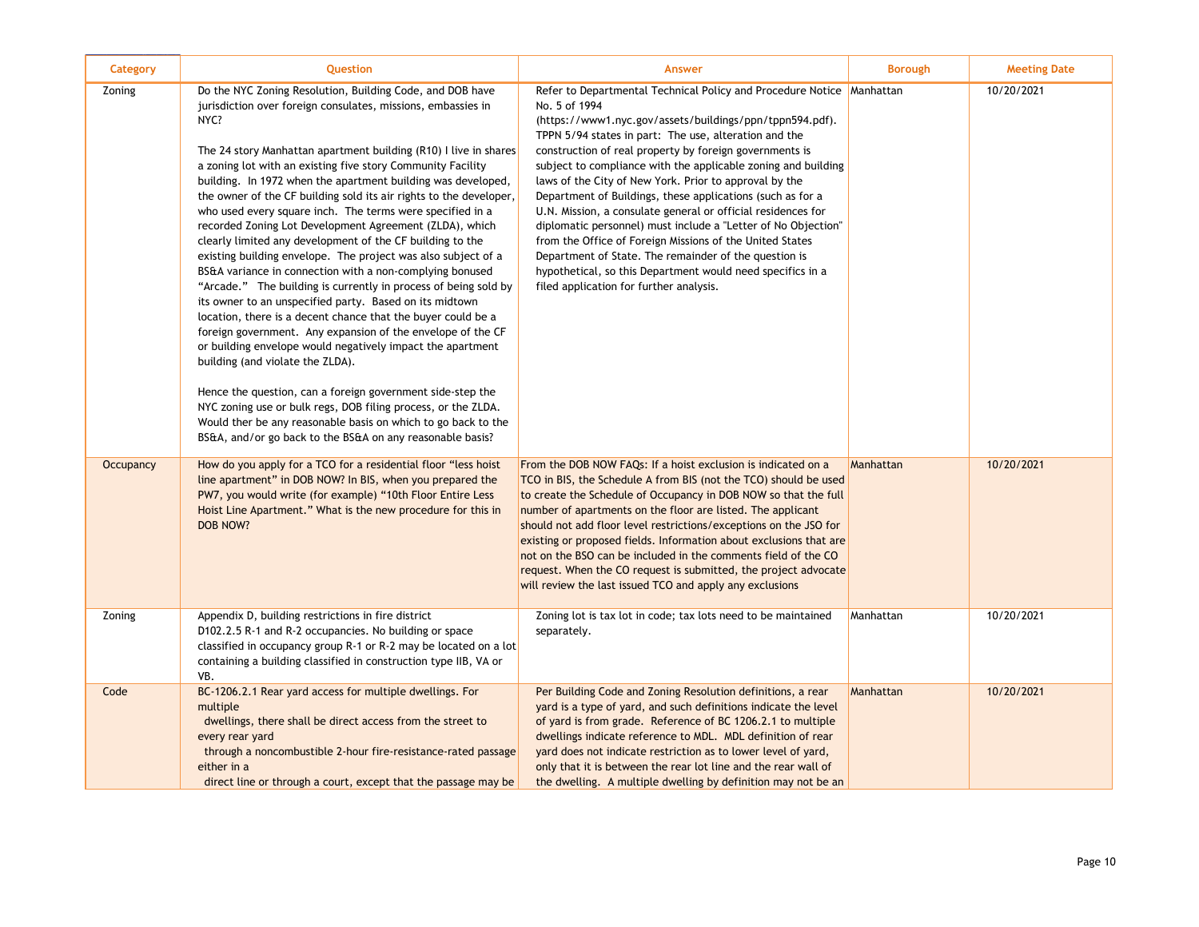| Category | Question | Answer | Borough | Meeting Date |
|---|---|---|---|---|
| Zoning | Do the NYC Zoning Resolution, Building Code, and DOB have jurisdiction over foreign consulates, missions, embassies in NYC?<br><br>The 24 story Manhattan apartment building (R10) I live in shares a zoning lot with an existing five story Community Facility building. In 1972 when the apartment building was developed, the owner of the CF building sold its air rights to the developer, who used every square inch. The terms were specified in a recorded Zoning Lot Development Agreement (ZLDA), which clearly limited any development of the CF building to the existing building envelope. The project was also subject of a BS&A variance in connection with a non-complying bonused "Arcade." The building is currently in process of being sold by its owner to an unspecified party. Based on its midtown location, there is a decent chance that the buyer could be a foreign government. Any expansion of the envelope of the CF or building envelope would negatively impact the apartment building (and violate the ZLDA).<br><br>Hence the question, can a foreign government side-step the NYC zoning use or bulk regs, DOB filing process, or the ZLDA. Would ther be any reasonable basis on which to go back to the BS&A, and/or go back to the BS&A on any reasonable basis? | Refer to Departmental Technical Policy and Procedure Notice No. 5 of 1994 (https://www1.nyc.gov/assets/buildings/ppn/tppn594.pdf). TPPN 5/94 states in part: The use, alteration and the construction of real property by foreign governments is subject to compliance with the applicable zoning and building laws of the City of New York. Prior to approval by the Department of Buildings, these applications (such as for a U.N. Mission, a consulate general or official residences for diplomatic personnel) must include a "Letter of No Objection" from the Office of Foreign Missions of the United States Department of State. The remainder of the question is hypothetical, so this Department would need specifics in a filed application for further analysis. | Manhattan | 10/20/2021 |
| Occupancy | How do you apply for a TCO for a residential floor "less hoist line apartment" in DOB NOW? In BIS, when you prepared the PW7, you would write (for example) "10th Floor Entire Less Hoist Line Apartment." What is the new procedure for this in DOB NOW? | From the DOB NOW FAQs: If a hoist exclusion is indicated on a TCO in BIS, the Schedule A from BIS (not the TCO) should be used to create the Schedule of Occupancy in DOB NOW so that the full number of apartments on the floor are listed. The applicant should not add floor level restrictions/exceptions on the JSO for existing or proposed fields. Information about exclusions that are not on the BSO can be included in the comments field of the CO request. When the CO request is submitted, the project advocate will review the last issued TCO and apply any exclusions | Manhattan | 10/20/2021 |
| Zoning | Appendix D, building restrictions in fire district D102.2.5 R-1 and R-2 occupancies. No building or space classified in occupancy group R-1 or R-2 may be located on a lot containing a building classified in construction type IIB, VA or VB. | Zoning lot is tax lot in code; tax lots need to be maintained separately. | Manhattan | 10/20/2021 |
| Code | BC-1206.2.1 Rear yard access for multiple dwellings. For multiple dwellings, there shall be direct access from the street to every rear yard through a noncombustible 2-hour fire-resistance-rated passage either in a direct line or through a court, except that the passage may be | Per Building Code and Zoning Resolution definitions, a rear yard is a type of yard, and such definitions indicate the level of yard is from grade. Reference of BC 1206.2.1 to multiple dwellings indicate reference to MDL. MDL definition of rear yard does not indicate restriction as to lower level of yard, only that it is between the rear lot line and the rear wall of the dwelling. A multiple dwelling by definition may not be an | Manhattan | 10/20/2021 |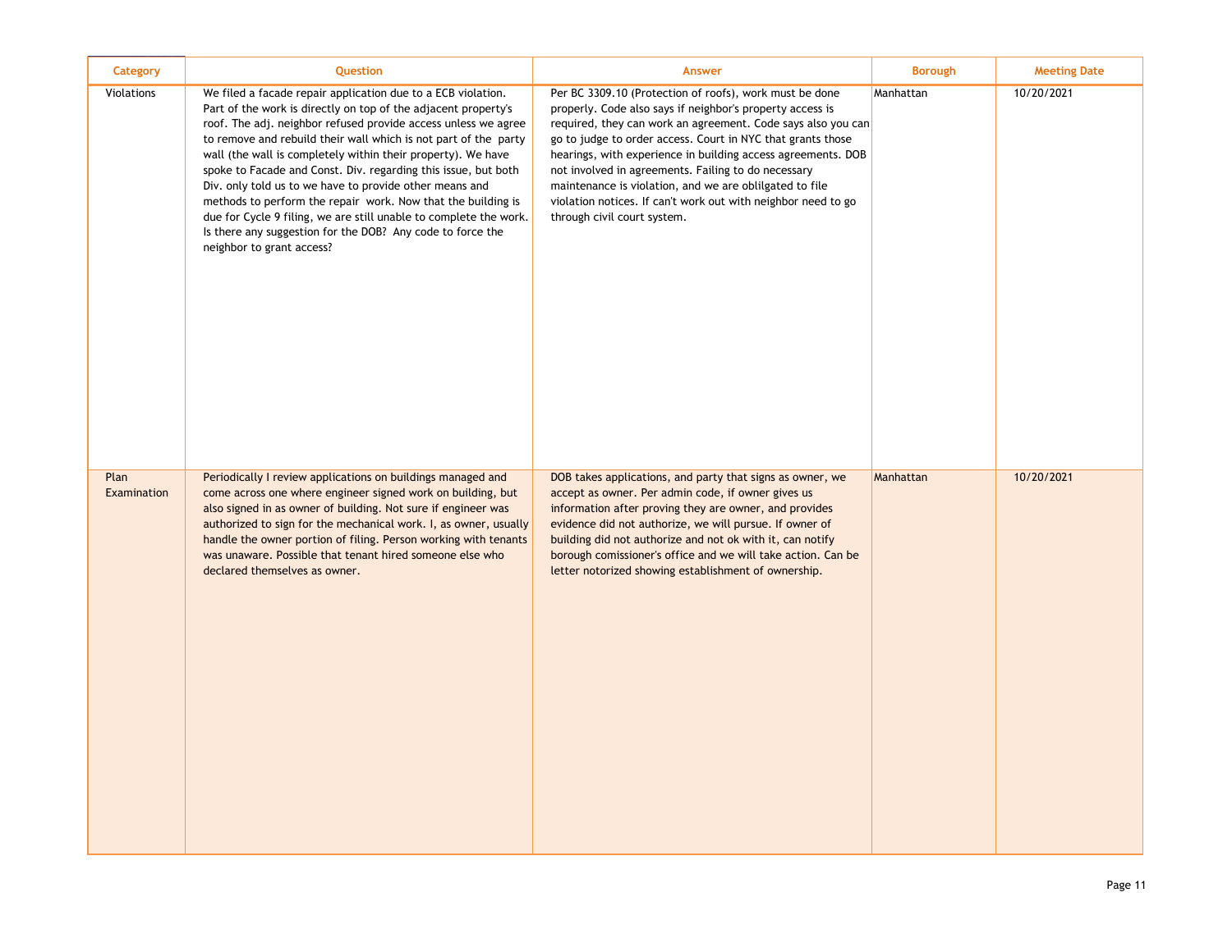| Category | Question | Answer | Borough | Meeting Date |
| --- | --- | --- | --- | --- |
| Violations | We filed a facade repair application due to a ECB violation. Part of the work is directly on top of the adjacent property's roof. The adj. neighbor refused provide access unless we agree to remove and rebuild their wall which is not part of the party wall (the wall is completely within their property). We have spoke to Facade and Const. Div. regarding this issue, but both Div. only told us to we have to provide other means and methods to perform the repair work. Now that the building is due for Cycle 9 filing, we are still unable to complete the work. Is there any suggestion for the DOB? Any code to force the neighbor to grant access? | Per BC 3309.10 (Protection of roofs), work must be done properly. Code also says if neighbor's property access is required, they can work an agreement. Code says also you can go to judge to order access. Court in NYC that grants those hearings, with experience in building access agreements. DOB not involved in agreements. Failing to do necessary maintenance is violation, and we are oblilgated to file violation notices. If can't work out with neighbor need to go through civil court system. | Manhattan | 10/20/2021 |
| Plan Examination | Periodically I review applications on buildings managed and come across one where engineer signed work on building, but also signed in as owner of building. Not sure if engineer was authorized to sign for the mechanical work. I, as owner, usually handle the owner portion of filing. Person working with tenants was unaware. Possible that tenant hired someone else who declared themselves as owner. | DOB takes applications, and party that signs as owner, we accept as owner. Per admin code, if owner gives us information after proving they are owner, and provides evidence did not authorize, we will pursue. If owner of building did not authorize and not ok with it, can notify borough comissioner's office and we will take action. Can be letter notorized showing establishment of ownership. | Manhattan | 10/20/2021 |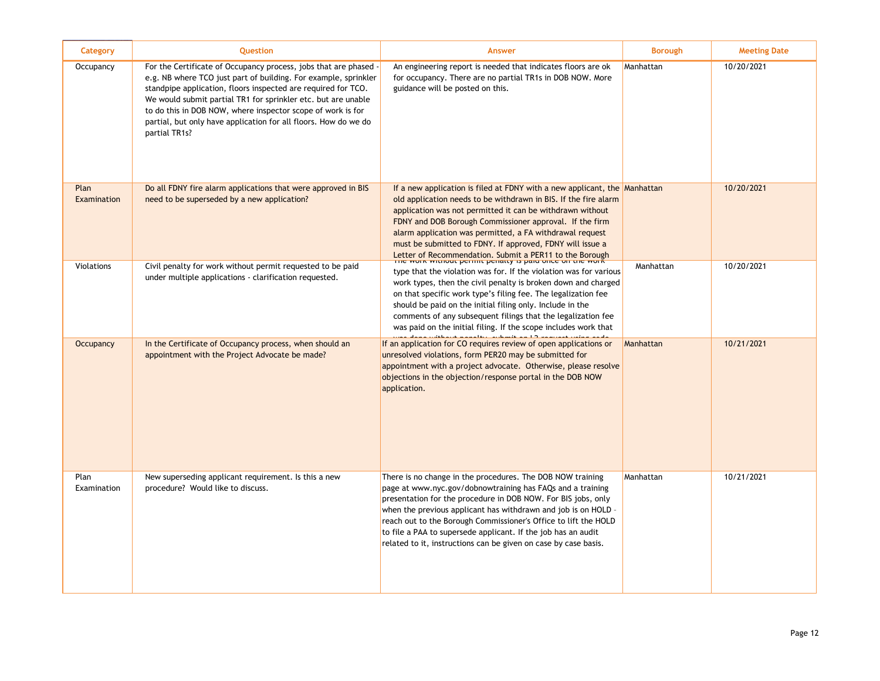| Category | Question | Answer | Borough | Meeting Date |
|---|---|---|---|---|
| Occupancy | For the Certificate of Occupancy process, jobs that are phased - e.g. NB where TCO just part of building. For example, sprinkler standpipe application, floors inspected are required for TCO. We would submit partial TR1 for sprinkler etc. but are unable to do this in DOB NOW, where inspector scope of work is for partial, but only have application for all floors. How do we do partial TR1s? | An engineering report is needed that indicates floors are ok for occupancy. There are no partial TR1s in DOB NOW. More guidance will be posted on this. | Manhattan | 10/20/2021 |
| Plan Examination | Do all FDNY fire alarm applications that were approved in BIS need to be superseded by a new application? | If a new application is filed at FDNY with a new applicant, the old application needs to be withdrawn in BIS. If the fire alarm application was not permitted it can be withdrawn without FDNY and DOB Borough Commissioner approval. If the firm alarm application was permitted, a FA withdrawal request must be submitted to FDNY. If approved, FDNY will issue a Letter of Recommendation. Submit a PER11 to the Borough | Manhattan | 10/20/2021 |
| Violations | Civil penalty for work without permit requested to be paid under multiple applications - clarification requested. | The work without permit penalty is paid once on the work type that the violation was for. If the violation was for various work types, then the civil penalty is broken down and charged on that specific work type's filing fee. The legalization fee should be paid on the initial filing only. Include in the comments of any subsequent filings that the legalization fee was paid on the initial filing. If the scope includes work that was done without penalty, submit an L2 request using code | Manhattan | 10/20/2021 |
| Occupancy | In the Certificate of Occupancy process, when should an appointment with the Project Advocate be made? | If an application for CO requires review of open applications or unresolved violations, form PER20 may be submitted for appointment with a project advocate. Otherwise, please resolve objections in the objection/response portal in the DOB NOW application. | Manhattan | 10/21/2021 |
| Plan Examination | New superseding applicant requirement. Is this a new procedure? Would like to discuss. | There is no change in the procedures. The DOB NOW training page at www.nyc.gov/dobnowtraining has FAQs and a training presentation for the procedure in DOB NOW. For BIS jobs, only when the previous applicant has withdrawn and job is on HOLD - reach out to the Borough Commissioner's Office to lift the HOLD to file a PAA to supersede applicant. If the job has an audit related to it, instructions can be given on case by case basis. | Manhattan | 10/21/2021 |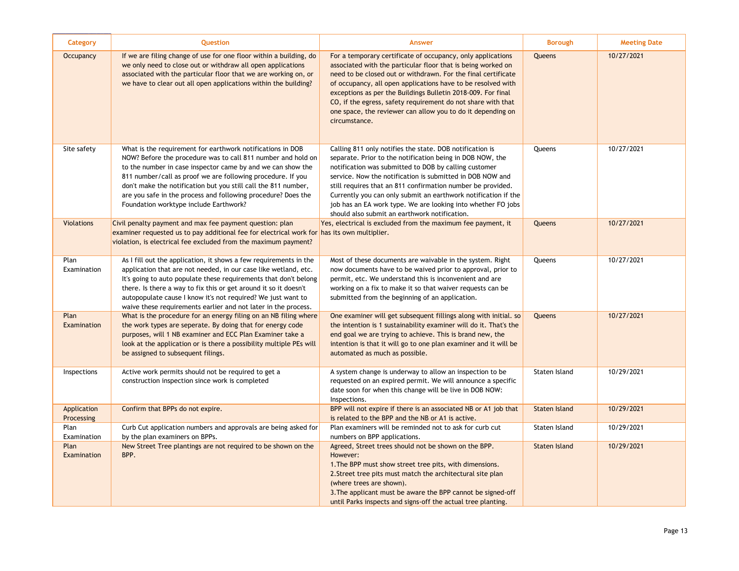| Category | Question | Answer | Borough | Meeting Date |
|---|---|---|---|---|
| Occupancy | If we are filing change of use for one floor within a building, do we only need to close out or withdraw all open applications associated with the particular floor that we are working on, or we have to clear out all open applications within the building? | For a temporary certificate of occupancy, only applications associated with the particular floor that is being worked on need to be closed out or withdrawn. For the final certificate of occupancy, all open applications have to be resolved with exceptions as per the Buildings Bulletin 2018-009. For final CO, if the egress, safety requirement do not share with that one space, the reviewer can allow you to do it depending on circumstance. | Queens | 10/27/2021 |
| Site safety | What is the requirement for earthwork notifications in DOB NOW? Before the procedure was to call 811 number and hold on to the number in case inspector came by and we can show the 811 number/call as proof we are following procedure. If you don't make the notification but you still call the 811 number, are you safe in the process and following procedure? Does the Foundation worktype include Earthwork? | Calling 811 only notifies the state. DOB notification is separate. Prior to the notification being in DOB NOW, the notification was submitted to DOB by calling customer service. Now the notification is submitted in DOB NOW and still requires that an 811 confirmation number be provided. Currently you can only submit an earthwork notification if the job has an EA work type. We are looking into whether FO jobs should also submit an earthwork notification. | Queens | 10/27/2021 |
| Violations | Civil penalty payment and max fee payment question: plan examiner requested us to pay additional fee for electrical work for violation, is electrical fee excluded from the maximum payment? | Yes, electrical is excluded from the maximum fee payment, it has its own multiplier. | Queens | 10/27/2021 |
| Plan Examination | As I fill out the application, it shows a few requirements in the application that are not needed, in our case like wetland, etc. It's going to auto populate these requirements that don't belong there. Is there a way to fix this or get around it so it doesn't autopopulate cause I know it's not required? We just want to waive these requirements earlier and not later in the process. | Most of these documents are waivable in the system. Right now documents have to be waived prior to approval, prior to permit, etc. We understand this is inconvenient and are working on a fix to make it so that waiver requests can be submitted from the beginning of an application. | Queens | 10/27/2021 |
| Plan Examination | What is the procedure for an energy filing on an NB filing where the work types are seperate. By doing that for energy code purposes, will 1 NB examiner and ECC Plan Examiner take a look at the application or is there a possibility multiple PEs will be assigned to subsequent filings. | One examiner will get subsequent fillings along with initial. so the intention is 1 sustainability examiner will do it. That's the end goal we are trying to achieve. This is brand new, the intention is that it will go to one plan examiner and it will be automated as much as possible. | Queens | 10/27/2021 |
| Inspections | Active work permits should not be required to get a construction inspection since work is completed | A system change is underway to allow an inspection to be requested on an expired permit. We will announce a specific date soon for when this change will be live in DOB NOW: Inspections. | Staten Island | 10/29/2021 |
| Application Processing | Confirm that BPPs do not expire. | BPP will not expire if there is an associated NB or A1 job that is related to the BPP and the NB or A1 is active. | Staten Island | 10/29/2021 |
| Plan Examination | Curb Cut application numbers and approvals are being asked for by the plan examiners on BPPs. | Plan examiners will be reminded not to ask for curb cut numbers on BPP applications. | Staten Island | 10/29/2021 |
| Plan Examination | New Street Tree plantings are not required to be shown on the BPP. | Agreed, Street trees should not be shown on the BPP. However:<br>1.The BPP must show street tree pits, with dimensions.<br>2.Street tree pits must match the architectural site plan (where trees are shown).<br>3.The applicant must be aware the BPP cannot be signed-off until Parks inspects and signs-off the actual tree planting. | Staten Island | 10/29/2021 |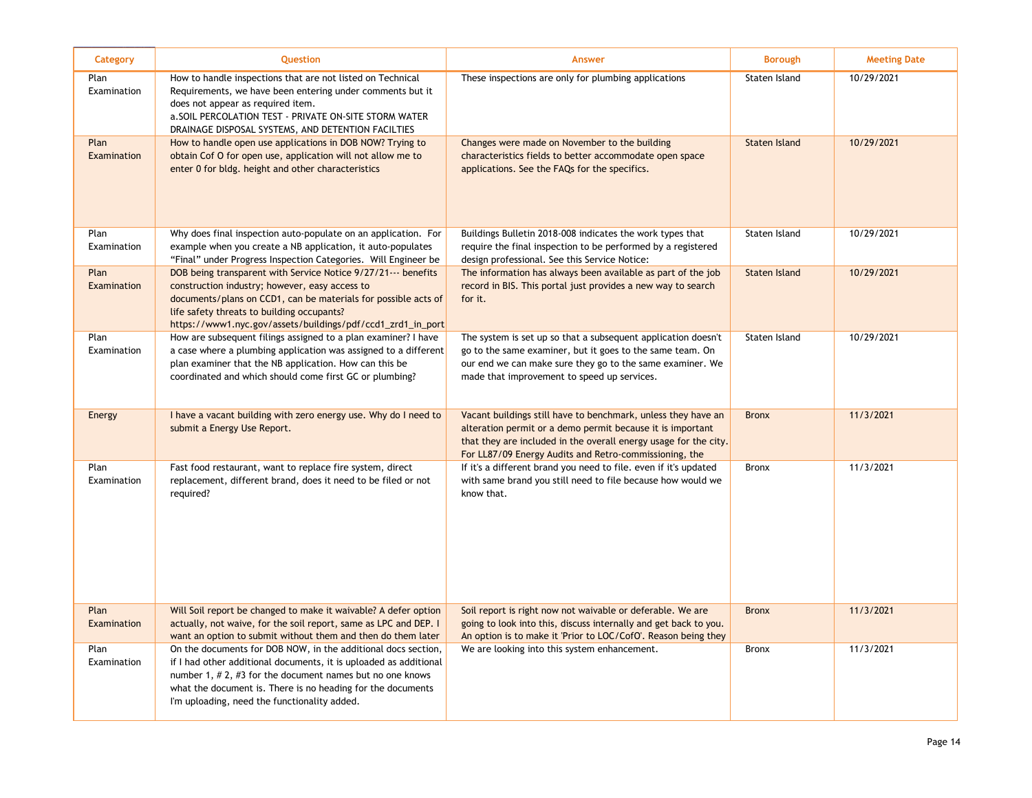| Category | Question | Answer | Borough | Meeting Date |
|---|---|---|---|---|
| Plan Examination | How to handle inspections that are not listed on Technical Requirements, we have been entering under comments but it does not appear as required item. a.SOIL PERCOLATION TEST - PRIVATE ON-SITE STORM WATER DRAINAGE DISPOSAL SYSTEMS, AND DETENTION FACILTIES | These inspections are only for plumbing applications | Staten Island | 10/29/2021 |
| Plan Examination | How to handle open use applications in DOB NOW? Trying to obtain Cof O for open use, application will not allow me to enter 0 for bldg. height and other characteristics | Changes were made on November to the building characteristics fields to better accommodate open space applications. See the FAQs for the specifics. | Staten Island | 10/29/2021 |
| Plan Examination | Why does final inspection auto-populate on an application. For example when you create a NB application, it auto-populates "Final" under Progress Inspection Categories. Will Engineer be | Buildings Bulletin 2018-008 indicates the work types that require the final inspection to be performed by a registered design professional. See this Service Notice: | Staten Island | 10/29/2021 |
| Plan Examination | DOB being transparent with Service Notice 9/27/21--- benefits construction industry; however, easy access to documents/plans on CCD1, can be materials for possible acts of life safety threats to building occupants? https://www1.nyc.gov/assets/buildings/pdf/ccd1_zrd1_in_port | The information has always been available as part of the job record in BIS. This portal just provides a new way to search for it. | Staten Island | 10/29/2021 |
| Plan Examination | How are subsequent filings assigned to a plan examiner? I have a case where a plumbing application was assigned to a different plan examiner that the NB application. How can this be coordinated and which should come first GC or plumbing? | The system is set up so that a subsequent application doesn't go to the same examiner, but it goes to the same team. On our end we can make sure they go to the same examiner. We made that improvement to speed up services. | Staten Island | 10/29/2021 |
| Energy | I have a vacant building with zero energy use. Why do I need to submit a Energy Use Report. | Vacant buildings still have to benchmark, unless they have an alteration permit or a demo permit because it is important that they are included in the overall energy usage for the city. For LL87/09 Energy Audits and Retro-commissioning, the | Bronx | 11/3/2021 |
| Plan Examination | Fast food restaurant, want to replace fire system, direct replacement, different brand, does it need to be filed or not required? | If it's a different brand you need to file. even if it's updated with same brand you still need to file because how would we know that. | Bronx | 11/3/2021 |
| Plan Examination | Will Soil report be changed to make it waivable? A defer option actually, not waive, for the soil report, same as LPC and DEP. I want an option to submit without them and then do them later | Soil report is right now not waivable or deferable. We are going to look into this, discuss internally and get back to you. An option is to make it 'Prior to LOC/CofO'. Reason being they | Bronx | 11/3/2021 |
| Plan Examination | On the documents for DOB NOW, in the additional docs section, if I had other additional documents, it is uploaded as additional number 1, # 2, #3 for the document names but no one knows what the document is. There is no heading for the documents I'm uploading, need the functionality added. | We are looking into this system enhancement. | Bronx | 11/3/2021 |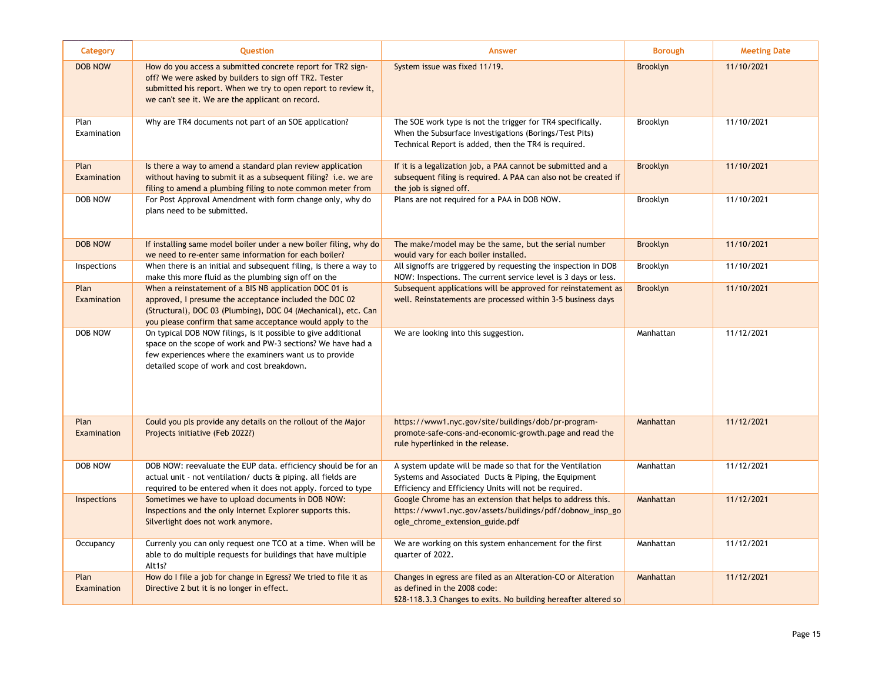| Category | Question | Answer | Borough | Meeting Date |
| --- | --- | --- | --- | --- |
| DOB NOW | How do you access a submitted concrete report for TR2 sign-off? We were asked by builders to sign off TR2. Tester submitted his report. When we try to open report to review it, we can't see it. We are the applicant on record. | System issue was fixed 11/19. | Brooklyn | 11/10/2021 |
| Plan Examination | Why are TR4 documents not part of an SOE application? | The SOE work type is not the trigger for TR4 specifically. When the Subsurface Investigations (Borings/Test Pits) Technical Report is added, then the TR4 is required. | Brooklyn | 11/10/2021 |
| Plan Examination | Is there a way to amend a standard plan review application without having to submit it as a subsequent filing? i.e. we are filing to amend a plumbing filing to note common meter from | If it is a legalization job, a PAA cannot be submitted and a subsequent filing is required. A PAA can also not be created if the job is signed off. | Brooklyn | 11/10/2021 |
| DOB NOW | For Post Approval Amendment with form change only, why do plans need to be submitted. | Plans are not required for a PAA in DOB NOW. | Brooklyn | 11/10/2021 |
| DOB NOW | If installing same model boiler under a new boiler filing, why do we need to re-enter same information for each boiler? | The make/model may be the same, but the serial number would vary for each boiler installed. | Brooklyn | 11/10/2021 |
| Inspections | When there is an initial and subsequent filing, is there a way to make this more fluid as the plumbing sign off on the | All signoffs are triggered by requesting the inspection in DOB NOW: Inspections. The current service level is 3 days or less. | Brooklyn | 11/10/2021 |
| Plan Examination | When a reinstatement of a BIS NB application DOC 01 is approved, I presume the acceptance included the DOC 02 (Structural), DOC 03 (Plumbing), DOC 04 (Mechanical), etc. Can you please confirm that same acceptance would apply to the | Subsequent applications will be approved for reinstatement as well. Reinstatements are processed within 3-5 business days | Brooklyn | 11/10/2021 |
| DOB NOW | On typical DOB NOW filings, is it possible to give additional space on the scope of work and PW-3 sections? We have had a few experiences where the examiners want us to provide detailed scope of work and cost breakdown. | We are looking into this suggestion. | Manhattan | 11/12/2021 |
| Plan Examination | Could you pls provide any details on the rollout of the Major Projects initiative (Feb 2022?) | https://www1.nyc.gov/site/buildings/dob/pr-program-promote-safe-cons-and-economic-growth.page and read the rule hyperlinked in the release. | Manhattan | 11/12/2021 |
| DOB NOW | DOB NOW: reevaluate the EUP data. efficiency should be for an actual unit - not ventilation/ ducts & piping. all fields are required to be entered when it does not apply. forced to type | A system update will be made so that for the Ventilation Systems and Associated Ducts & Piping, the Equipment Efficiency and Efficiency Units will not be required. | Manhattan | 11/12/2021 |
| Inspections | Sometimes we have to upload documents in DOB NOW: Inspections and the only Internet Explorer supports this. Silverlight does not work anymore. | Google Chrome has an extension that helps to address this. https://www1.nyc.gov/assets/buildings/pdf/dobnow_insp_google_chrome_extension_guide.pdf | Manhattan | 11/12/2021 |
| Occupancy | Currenly you can only request one TCO at a time. When will be able to do multiple requests for buildings that have multiple Alt1s? | We are working on this system enhancement for the first quarter of 2022. | Manhattan | 11/12/2021 |
| Plan Examination | How do I file a job for change in Egress? We tried to file it as Directive 2 but it is no longer in effect. | Changes in egress are filed as an Alteration-CO or Alteration as defined in the 2008 code: §28-118.3.3 Changes to exits. No building hereafter altered so | Manhattan | 11/12/2021 |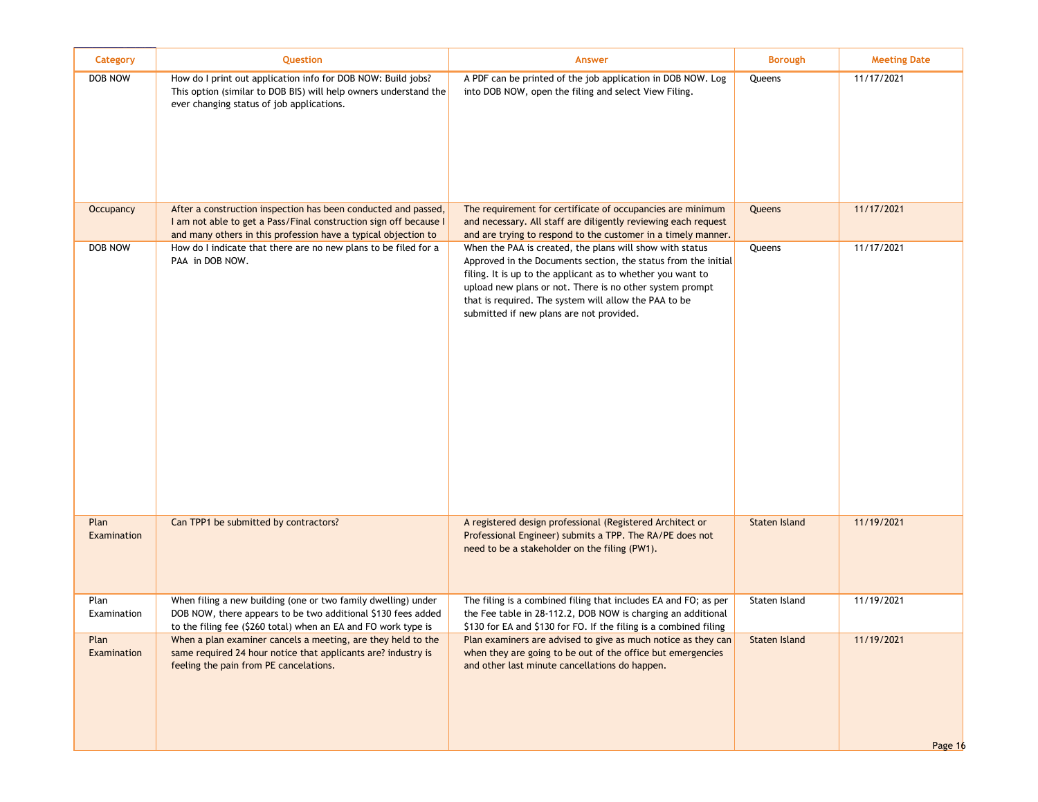| Category | Question | Answer | Borough | Meeting Date |
| --- | --- | --- | --- | --- |
| DOB NOW | How do I print out application info for DOB NOW: Build jobs? This option (similar to DOB BIS) will help owners understand the ever changing status of job applications. | A PDF can be printed of the job application in DOB NOW. Log into DOB NOW, open the filing and select View Filing. | Queens | 11/17/2021 |
| Occupancy | After a construction inspection has been conducted and passed, I am not able to get a Pass/Final construction sign off because I and many others in this profession have a typical objection to | The requirement for certificate of occupancies are minimum and necessary. All staff are diligently reviewing each request and are trying to respond to the customer in a timely manner. | Queens | 11/17/2021 |
| DOB NOW | How do I indicate that there are no new plans to be filed for a PAA in DOB NOW. | When the PAA is created, the plans will show with status Approved in the Documents section, the status from the initial filing. It is up to the applicant as to whether you want to upload new plans or not. There is no other system prompt that is required. The system will allow the PAA to be submitted if new plans are not provided. | Queens | 11/17/2021 |
| Plan Examination | Can TPP1 be submitted by contractors? | A registered design professional (Registered Architect or Professional Engineer) submits a TPP. The RA/PE does not need to be a stakeholder on the filing (PW1). | Staten Island | 11/19/2021 |
| Plan Examination | When filing a new building (one or two family dwelling) under DOB NOW, there appears to be two additional $130 fees added to the filing fee ($260 total) when an EA and FO work type is | The filing is a combined filing that includes EA and FO; as per the Fee table in 28-112.2, DOB NOW is charging an additional $130 for EA and $130 for FO. If the filing is a combined filing | Staten Island | 11/19/2021 |
| Plan Examination | When a plan examiner cancels a meeting, are they held to the same required 24 hour notice that applicants are? industry is feeling the pain from PE cancelations. | Plan examiners are advised to give as much notice as they can when they are going to be out of the office but emergencies and other last minute cancellations do happen. | Staten Island | 11/19/2021 |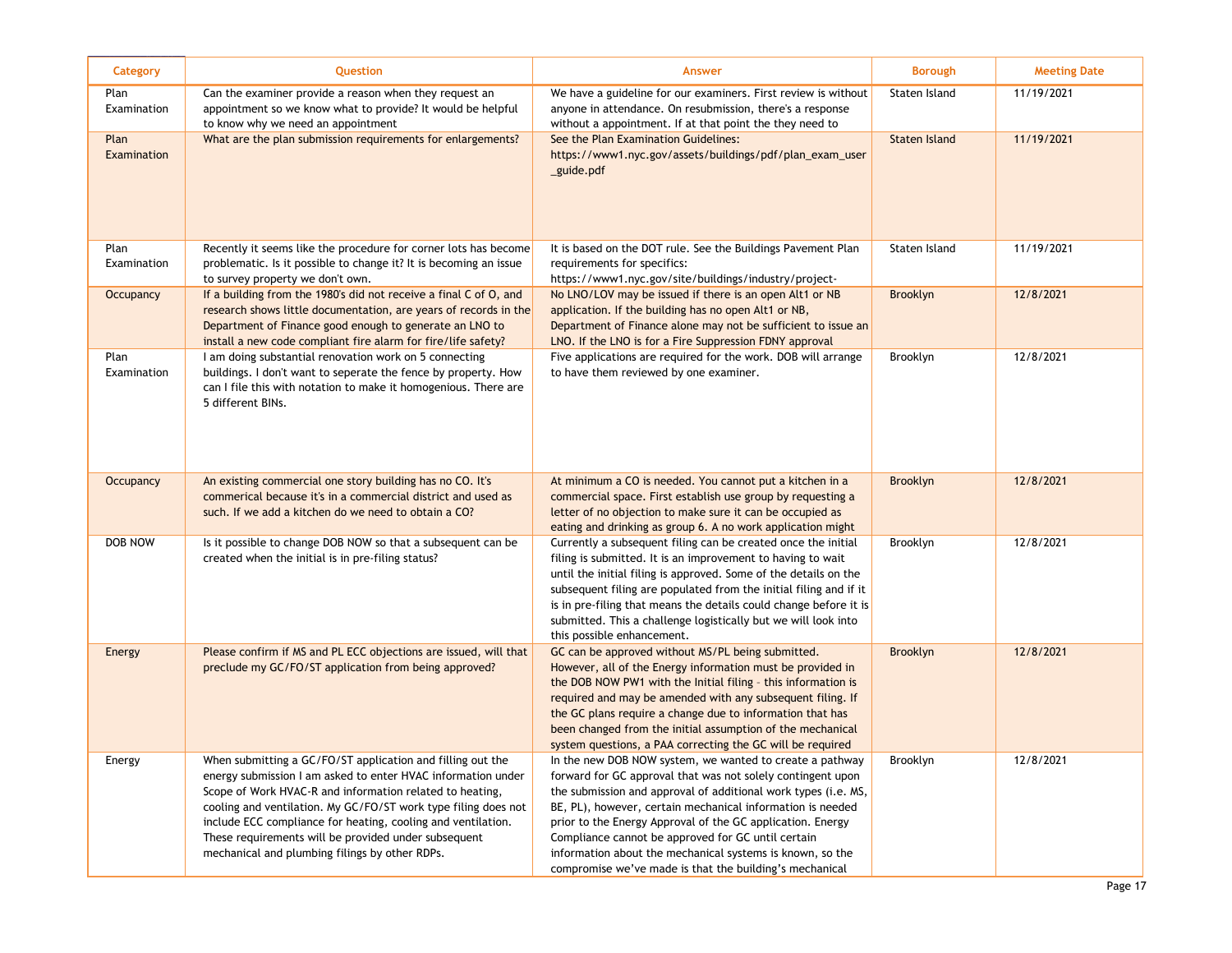| Category | Question | Answer | Borough | Meeting Date |
|---|---|---|---|---|
| Plan Examination | Can the examiner provide a reason when they request an appointment so we know what to provide? It would be helpful to know why we need an appointment | We have a guideline for our examiners. First review is without anyone in attendance. On resubmission, there's a response without a appointment. If at that point the they need to | Staten Island | 11/19/2021 |
| Plan Examination | What are the plan submission requirements for enlargements? | See the Plan Examination Guidelines: https://www1.nyc.gov/assets/buildings/pdf/plan_exam_user_guide.pdf | Staten Island | 11/19/2021 |
| Plan Examination | Recently it seems like the procedure for corner lots has become problematic. Is it possible to change it? It is becoming an issue to survey property we don't own. | It is based on the DOT rule. See the Buildings Pavement Plan requirements for specifics: https://www1.nyc.gov/site/buildings/industry/project- | Staten Island | 11/19/2021 |
| Occupancy | If a building from the 1980's did not receive a final C of O, and research shows little documentation, are years of records in the Department of Finance good enough to generate an LNO to install a new code compliant fire alarm for fire/life safety? | No LNO/LOV may be issued if there is an open Alt1 or NB application. If the building has no open Alt1 or NB, Department of Finance alone may not be sufficient to issue an LNO. If the LNO is for a Fire Suppression FDNY approval | Brooklyn | 12/8/2021 |
| Plan Examination | I am doing substantial renovation work on 5 connecting buildings. I don't want to seperate the fence by property. How can I file this with notation to make it homogenious. There are 5 different BINs. | Five applications are required for the work. DOB will arrange to have them reviewed by one examiner. | Brooklyn | 12/8/2021 |
| Occupancy | An existing commercial one story building has no CO. It's commerical because it's in a commercial district and used as such. If we add a kitchen do we need to obtain a CO? | At minimum a CO is needed. You cannot put a kitchen in a commercial space. First establish use group by requesting a letter of no objection to make sure it can be occupied as eating and drinking as group 6. A no work application might | Brooklyn | 12/8/2021 |
| DOB NOW | Is it possible to change DOB NOW so that a subsequent can be created when the initial is in pre-filing status? | Currently a subsequent filing can be created once the initial filing is submitted. It is an improvement to having to wait until the initial filing is approved. Some of the details on the subsequent filing are populated from the initial filing and if it is in pre-filing that means the details could change before it is submitted. This a challenge logistically but we will look into this possible enhancement. | Brooklyn | 12/8/2021 |
| Energy | Please confirm if MS and PL ECC objections are issued, will that preclude my GC/FO/ST application from being approved? | GC can be approved without MS/PL being submitted. However, all of the Energy information must be provided in the DOB NOW PW1 with the Initial filing – this information is required and may be amended with any subsequent filing. If the GC plans require a change due to information that has been changed from the initial assumption of the mechanical system questions, a PAA correcting the GC will be required | Brooklyn | 12/8/2021 |
| Energy | When submitting a GC/FO/ST application and filling out the energy submission I am asked to enter HVAC information under Scope of Work HVAC-R and information related to heating, cooling and ventilation. My GC/FO/ST work type filing does not include ECC compliance for heating, cooling and ventilation. These requirements will be provided under subsequent mechanical and plumbing filings by other RDPs. | In the new DOB NOW system, we wanted to create a pathway forward for GC approval that was not solely contingent upon the submission and approval of additional work types (i.e. MS, BE, PL), however, certain mechanical information is needed prior to the Energy Approval of the GC application. Energy Compliance cannot be approved for GC until certain information about the mechanical systems is known, so the compromise we've made is that the building's mechanical | Brooklyn | 12/8/2021 |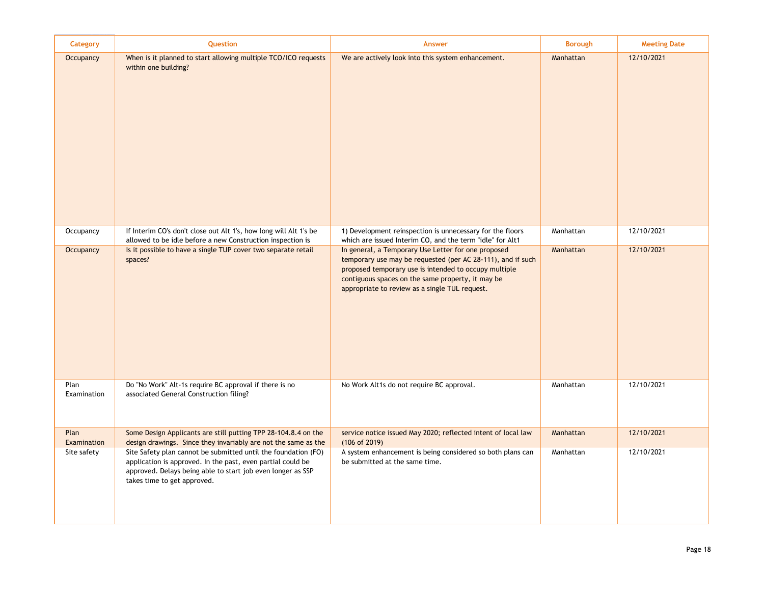| Category | Question | Answer | Borough | Meeting Date |
|---|---|---|---|---|
| Occupancy | When is it planned to start allowing multiple TCO/ICO requests within one building? | We are actively look into this system enhancement. | Manhattan | 12/10/2021 |
| Occupancy | If Interim CO's don't close out Alt 1's, how long will Alt 1's be allowed to be idle before a new Construction inspection is | 1) Development reinspection is unnecessary for the floors which are issued Interim CO, and the term "idle" for Alt1 | Manhattan | 12/10/2021 |
| Occupancy | Is it possible to have a single TUP cover two separate retail spaces? | In general, a Temporary Use Letter for one proposed temporary use may be requested (per AC 28-111), and if such proposed temporary use is intended to occupy multiple contiguous spaces on the same property, it may be appropriate to review as a single TUL request. | Manhattan | 12/10/2021 |
| Plan Examination | Do "No Work" Alt-1s require BC approval if there is no associated General Construction filing? | No Work Alt1s do not require BC approval. | Manhattan | 12/10/2021 |
| Plan Examination | Some Design Applicants are still putting TPP 28-104.8.4 on the design drawings. Since they invariably are not the same as the | service notice issued May 2020; reflected intent of local law (106 of 2019) | Manhattan | 12/10/2021 |
| Site safety | Site Safety plan cannot be submitted until the foundation (FO) application is approved. In the past, even partial could be approved. Delays being able to start job even longer as SSP takes time to get approved. | A system enhancement is being considered so both plans can be submitted at the same time. | Manhattan | 12/10/2021 |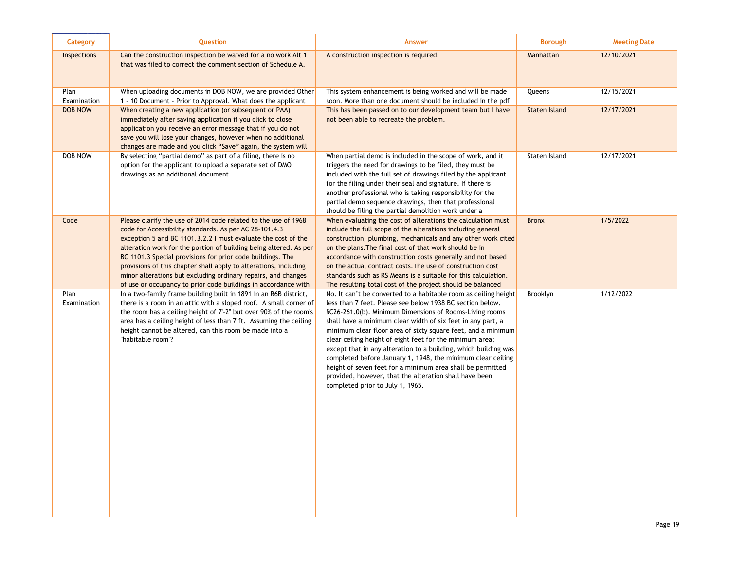| Category | Question | Answer | Borough | Meeting Date |
|---|---|---|---|---|
| Inspections | Can the construction inspection be waived for a no work Alt 1 that was filed to correct the comment section of Schedule A. | A construction inspection is required. | Manhattan | 12/10/2021 |
| Plan Examination | When uploading documents in DOB NOW, we are provided Other 1 - 10 Document - Prior to Approval. What does the applicant | This system enhancement is being worked and will be made soon. More than one document should be included in the pdf | Queens | 12/15/2021 |
| DOB NOW | When creating a new application (or subsequent or PAA) immediately after saving application if you click to close application you receive an error message that if you do not save you will lose your changes, however when no additional changes are made and you click "Save" again, the system will | This has been passed on to our development team but I have not been able to recreate the problem. | Staten Island | 12/17/2021 |
| DOB NOW | By selecting "partial demo" as part of a filing, there is no option for the applicant to upload a separate set of DMO drawings as an additional document. | When partial demo is included in the scope of work, and it triggers the need for drawings to be filed, they must be included with the full set of drawings filed by the applicant for the filing under their seal and signature. If there is another professional who is taking responsibility for the partial demo sequence drawings, then that professional should be filing the partial demolition work under a | Staten Island | 12/17/2021 |
| Code | Please clarify the use of 2014 code related to the use of 1968 code for Accessibility standards. As per AC 28-101.4.3 exception 5 and BC 1101.3.2.2 I must evaluate the cost of the alteration work for the portion of building being altered. As per BC 1101.3 Special provisions for prior code buildings. The provisions of this chapter shall apply to alterations, including minor alterations but excluding ordinary repairs, and changes of use or occupancy to prior code buildings in accordance with | When evaluating the cost of alterations the calculation must include the full scope of the alterations including general construction, plumbing, mechanicals and any other work cited on the plans.The final cost of that work should be in accordance with construction costs generally and not based on the actual contract costs.The use of construction cost standards such as RS Means is a suitable for this calculation. The resulting total cost of the project should be balanced | Bronx | 1/5/2022 |
| Plan Examination | In a two-family frame building built in 1891 in an R6B district, there is a room in an attic with a sloped roof. A small corner of the room has a ceiling height of 7'-2" but over 90% of the room's area has a ceiling height of less than 7 ft. Assuming the ceiling height cannot be altered, can this room be made into a "habitable room"? | No. It can't be converted to a habitable room as ceiling height less than 7 feet. Please see below 1938 BC section below. §C26-261.0(b). Minimum Dimensions of Rooms-Living rooms shall have a minimum clear width of six feet in any part, a minimum clear floor area of sixty square feet, and a minimum clear ceiling height of eight feet for the minimum area; except that in any alteration to a building, which building was completed before January 1, 1948, the minimum clear ceiling height of seven feet for a minimum area shall be permitted provided, however, that the alteration shall have been completed prior to July 1, 1965. | Brooklyn | 1/12/2022 |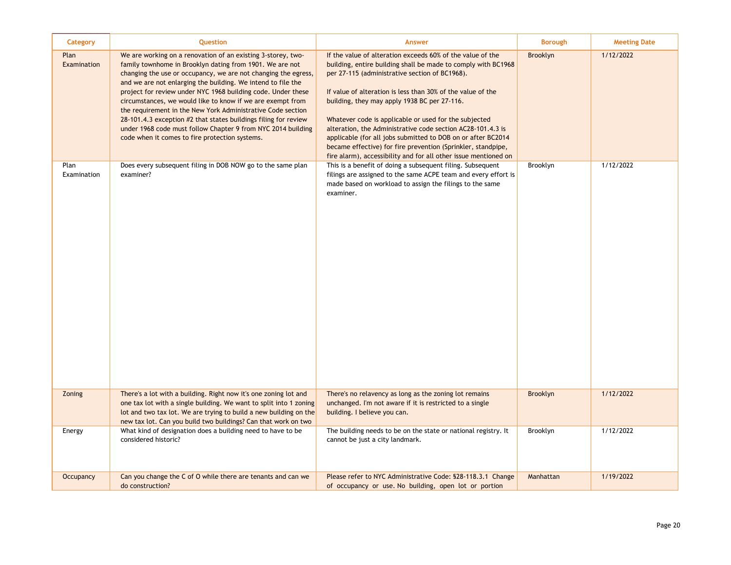| Category | Question | Answer | Borough | Meeting Date |
|---|---|---|---|---|
| Plan Examination | We are working on a renovation of an existing 3-storey, two-family townhome in Brooklyn dating from 1901. We are not changing the use or occupancy, we are not changing the egress, and we are not enlarging the building. We intend to file the project for review under NYC 1968 building code. Under these circumstances, we would like to know if we are exempt from the requirement in the New York Administrative Code section 28-101.4.3 exception #2 that states buildings filing for review under 1968 code must follow Chapter 9 from NYC 2014 building code when it comes to fire protection systems. | If the value of alteration exceeds 60% of the value of the building, entire building shall be made to comply with BC1968 per 27-115 (administrative section of BC1968).<br><br>If value of alteration is less than 30% of the value of the building, they may apply 1938 BC per 27-116.<br><br>Whatever code is applicable or used for the subjected alteration, the Administrative code section AC28-101.4.3 is applicable (for all jobs submitted to DOB on or after BC2014 became effective) for fire prevention (Sprinkler, standpipe, fire alarm), accessibility and for all other issue mentioned on | Brooklyn | 1/12/2022 |
| Plan Examination | Does every subsequent filing in DOB NOW go to the same plan examiner? | This is a benefit of doing a subsequent filing. Subsequent filings are assigned to the same ACPE team and every effort is made based on workload to assign the filings to the same examiner. | Brooklyn | 1/12/2022 |
| Zoning | There's a lot with a building. Right now it's one zoning lot and one tax lot with a single building. We want to split into 1 zoning lot and two tax lot. We are trying to build a new building on the new tax lot. Can you build two buildings? Can that work on two | There's no relavency as long as the zoning lot remains unchanged. I'm not aware if it is restricted to a single building. I believe you can. | Brooklyn | 1/12/2022 |
| Energy | What kind of designation does a building need to have to be considered historic? | The building needs to be on the state or national registry. It cannot be just a city landmark. | Brooklyn | 1/12/2022 |
| Occupancy | Can you change the C of O while there are tenants and can we do construction? | Please refer to NYC Administrative Code: §28-118.3.1 Change of occupancy or use. No building, open lot or portion | Manhattan | 1/19/2022 |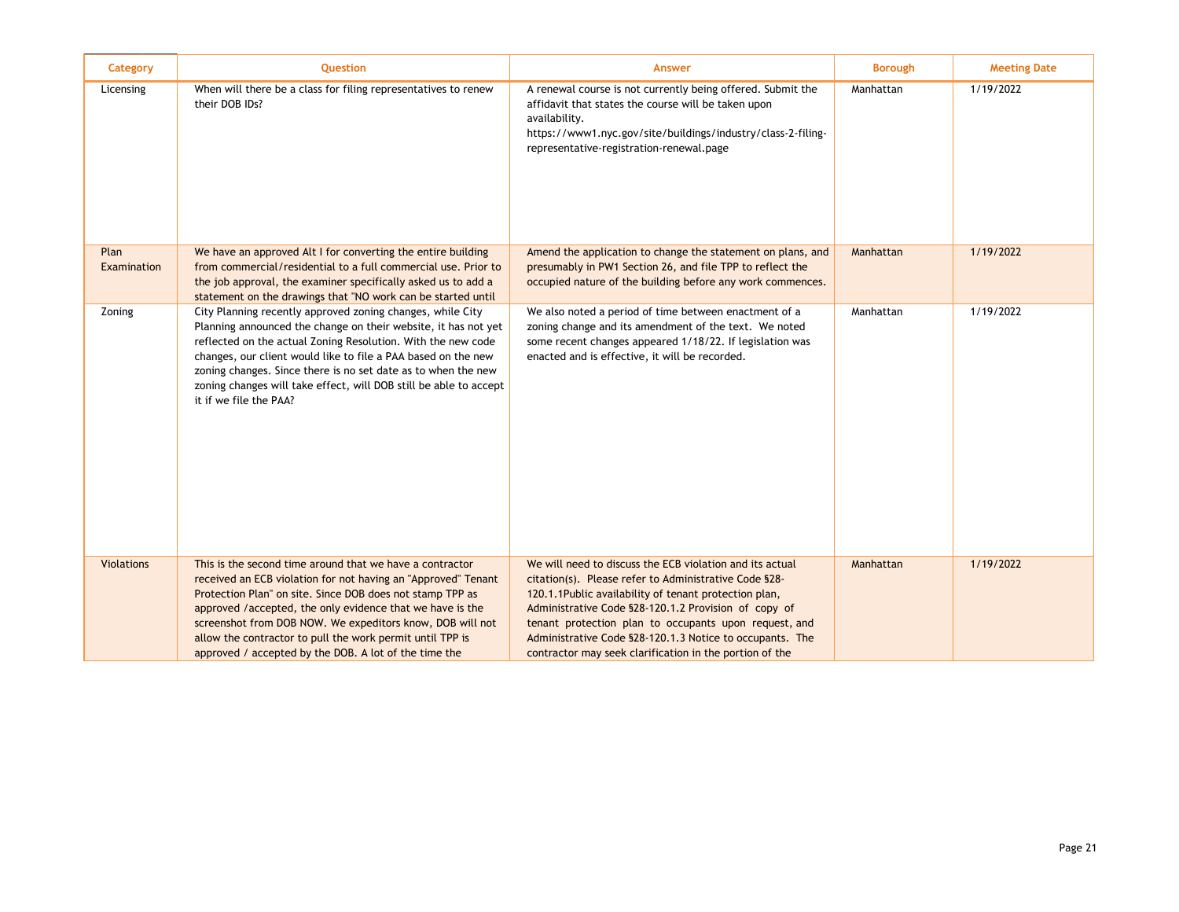| Category | Question | Answer | Borough | Meeting Date |
|---|---|---|---|---|
| Licensing | When will there be a class for filing representatives to renew their DOB IDs? | A renewal course is not currently being offered. Submit the affidavit that states the course will be taken upon availability. https://www1.nyc.gov/site/buildings/industry/class-2-filing-representative-registration-renewal.page | Manhattan | 1/19/2022 |
| Plan Examination | We have an approved Alt I for converting the entire building from commercial/residential to a full commercial use. Prior to the job approval, the examiner specifically asked us to add a statement on the drawings that "NO work can be started until | Amend the application to change the statement on plans, and presumably in PW1 Section 26, and file TPP to reflect the occupied nature of the building before any work commences. | Manhattan | 1/19/2022 |
| Zoning | City Planning recently approved zoning changes, while City Planning announced the change on their website, it has not yet reflected on the actual Zoning Resolution. With the new code changes, our client would like to file a PAA based on the new zoning changes. Since there is no set date as to when the new zoning changes will take effect, will DOB still be able to accept it if we file the PAA? | We also noted a period of time between enactment of a zoning change and its amendment of the text. We noted some recent changes appeared 1/18/22. If legislation was enacted and is effective, it will be recorded. | Manhattan | 1/19/2022 |
| Violations | This is the second time around that we have a contractor received an ECB violation for not having an "Approved" Tenant Protection Plan" on site. Since DOB does not stamp TPP as approved /accepted, the only evidence that we have is the screenshot from DOB NOW. We expeditors know, DOB will not allow the contractor to pull the work permit until TPP is approved / accepted by the DOB. A lot of the time the | We will need to discuss the ECB violation and its actual citation(s). Please refer to Administrative Code §28-120.1.1Public availability of tenant protection plan, Administrative Code §28-120.1.2 Provision of copy of tenant protection plan to occupants upon request, and Administrative Code §28-120.1.3 Notice to occupants. The contractor may seek clarification in the portion of the | Manhattan | 1/19/2022 |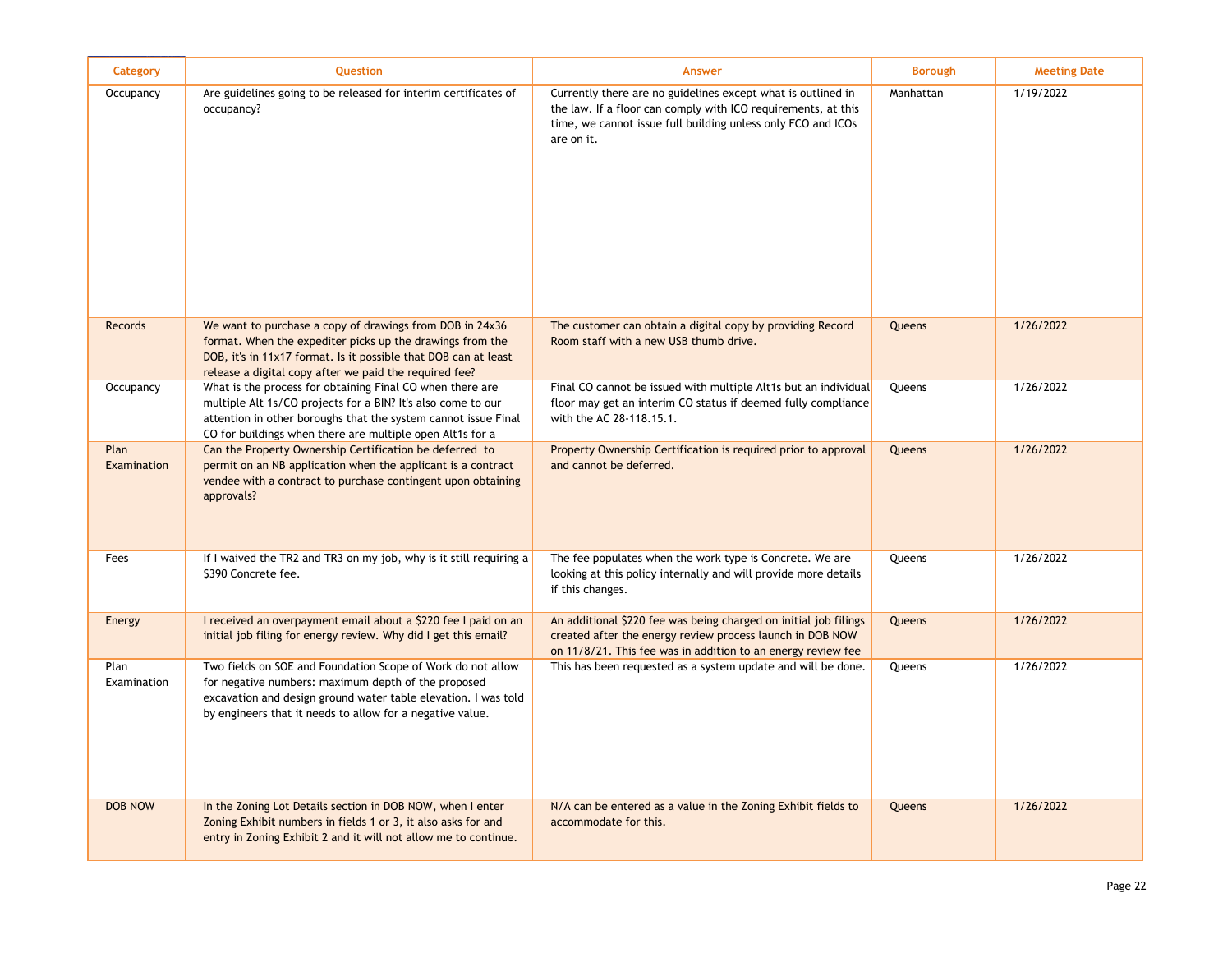| Category | Question | Answer | Borough | Meeting Date |
| --- | --- | --- | --- | --- |
| Occupancy | Are guidelines going to be released for interim certificates of occupancy? | Currently there are no guidelines except what is outlined in the law. If a floor can comply with ICO requirements, at this time, we cannot issue full building unless only FCO and ICOs are on it. | Manhattan | 1/19/2022 |
| Records | We want to purchase a copy of drawings from DOB in 24x36 format. When the expediter picks up the drawings from the DOB, it's in 11x17 format. Is it possible that DOB can at least release a digital copy after we paid the required fee? | The customer can obtain a digital copy by providing Record Room staff with a new USB thumb drive. | Queens | 1/26/2022 |
| Occupancy | What is the process for obtaining Final CO when there are multiple Alt 1s/CO projects for a BIN? It's also come to our attention in other boroughs that the system cannot issue Final CO for buildings when there are multiple open Alt1s for a | Final CO cannot be issued with multiple Alt1s but an individual floor may get an interim CO status if deemed fully compliance with the AC 28-118.15.1. | Queens | 1/26/2022 |
| Plan Examination | Can the Property Ownership Certification be deferred to permit on an NB application when the applicant is a contract vendee with a contract to purchase contingent upon obtaining approvals? | Property Ownership Certification is required prior to approval and cannot be deferred. | Queens | 1/26/2022 |
| Fees | If I waived the TR2 and TR3 on my job, why is it still requiring a $390 Concrete fee. | The fee populates when the work type is Concrete. We are looking at this policy internally and will provide more details if this changes. | Queens | 1/26/2022 |
| Energy | I received an overpayment email about a $220 fee I paid on an initial job filing for energy review. Why did I get this email? | An additional $220 fee was being charged on initial job filings created after the energy review process launch in DOB NOW on 11/8/21. This fee was in addition to an energy review fee | Queens | 1/26/2022 |
| Plan Examination | Two fields on SOE and Foundation Scope of Work do not allow for negative numbers: maximum depth of the proposed excavation and design ground water table elevation. I was told by engineers that it needs to allow for a negative value. | This has been requested as a system update and will be done. | Queens | 1/26/2022 |
| DOB NOW | In the Zoning Lot Details section in DOB NOW, when I enter Zoning Exhibit numbers in fields 1 or 3, it also asks for and entry in Zoning Exhibit 2 and it will not allow me to continue. | N/A can be entered as a value in the Zoning Exhibit fields to accommodate for this. | Queens | 1/26/2022 |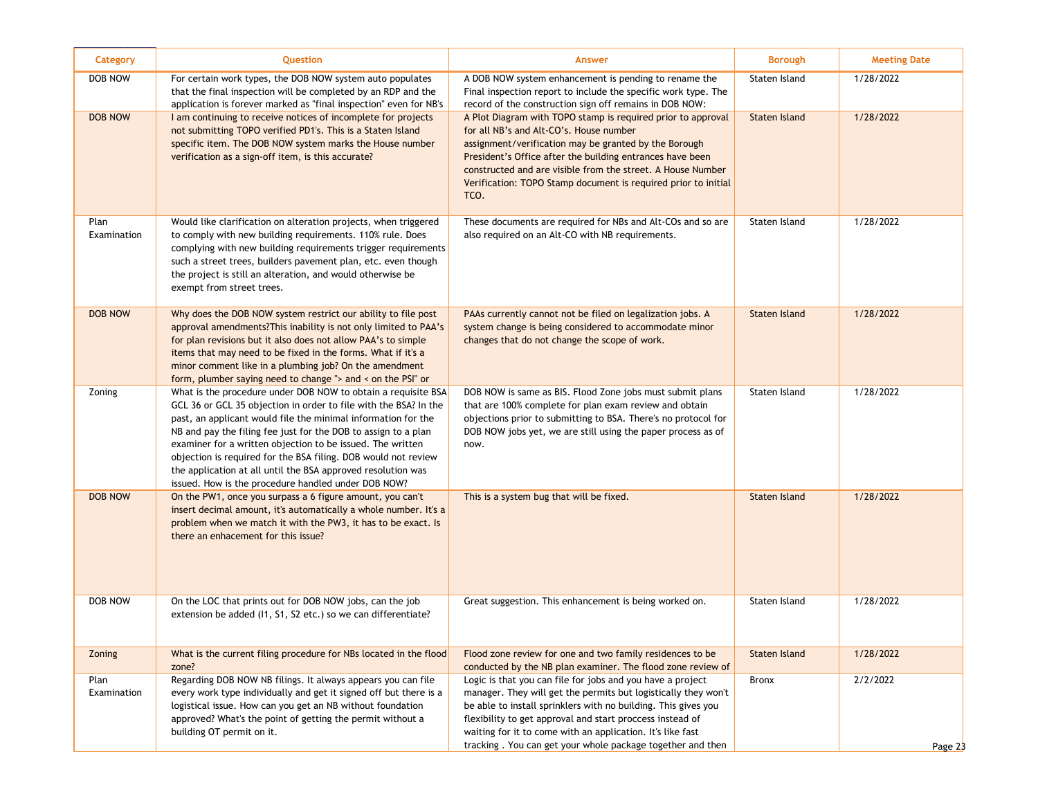| Category | Question | Answer | Borough | Meeting Date |
|---|---|---|---|---|
| DOB NOW | For certain work types, the DOB NOW system auto populates that the final inspection will be completed by an RDP and the application is forever marked as "final inspection" even for NB's | A DOB NOW system enhancement is pending to rename the Final inspection report to include the specific work type. The record of the construction sign off remains in DOB NOW: | Staten Island | 1/28/2022 |
| DOB NOW | I am continuing to receive notices of incomplete for projects not submitting TOPO verified PD1's. This is a Staten Island specific item. The DOB NOW system marks the House number verification as a sign-off item, is this accurate? | A Plot Diagram with TOPO stamp is required prior to approval for all NB's and Alt-CO's. House number assignment/verification may be granted by the Borough President's Office after the building entrances have been constructed and are visible from the street. A House Number Verification: TOPO Stamp document is required prior to initial TCO. | Staten Island | 1/28/2022 |
| Plan Examination | Would like clarification on alteration projects, when triggered to comply with new building requirements. 110% rule. Does complying with new building requirements trigger requirements such a street trees, builders pavement plan, etc. even though the project is still an alteration, and would otherwise be exempt from street trees. | These documents are required for NBs and Alt-COs and so are also required on an Alt-CO with NB requirements. | Staten Island | 1/28/2022 |
| DOB NOW | Why does the DOB NOW system restrict our ability to file post approval amendments?This inability is not only limited to PAA's for plan revisions but it also does not allow PAA's to simple items that may need to be fixed in the forms. What if it's a minor comment like in a plumbing job? On the amendment form, plumber saying need to change "> and < on the PSI" or | PAAs currently cannot not be filed on legalization jobs. A system change is being considered to accommodate minor changes that do not change the scope of work. | Staten Island | 1/28/2022 |
| Zoning | What is the procedure under DOB NOW to obtain a requisite BSA GCL 36 or GCL 35 objection in order to file with the BSA? In the past, an applicant would file the minimal information for the NB and pay the filing fee just for the DOB to assign to a plan examiner for a written objection to be issued. The written objection is required for the BSA filing. DOB would not review the application at all until the BSA approved resolution was issued. How is the procedure handled under DOB NOW? | DOB NOW is same as BIS. Flood Zone jobs must submit plans that are 100% complete for plan exam review and obtain objections prior to submitting to BSA. There's no protocol for DOB NOW jobs yet, we are still using the paper process as of now. | Staten Island | 1/28/2022 |
| DOB NOW | On the PW1, once you surpass a 6 figure amount, you can't insert decimal amount, it's automatically a whole number. It's a problem when we match it with the PW3, it has to be exact. Is there an enhacement for this issue? | This is a system bug that will be fixed. | Staten Island | 1/28/2022 |
| DOB NOW | On the LOC that prints out for DOB NOW jobs, can the job extension be added (I1, S1, S2 etc.) so we can differentiate? | Great suggestion. This enhancement is being worked on. | Staten Island | 1/28/2022 |
| Zoning | What is the current filing procedure for NBs located in the flood zone? | Flood zone review for one and two family residences to be conducted by the NB plan examiner. The flood zone review of | Staten Island | 1/28/2022 |
| Plan Examination | Regarding DOB NOW NB filings. It always appears you can file every work type individually and get it signed off but there is a logistical issue. How can you get an NB without foundation approved? What's the point of getting the permit without a building OT permit on it. | Logic is that you can file for jobs and you have a project manager. They will get the permits but logistically they won't be able to install sprinklers with no building. This gives you flexibility to get approval and start proccess instead of waiting for it to come with an application. It's like fast tracking . You can get your whole package together and then | Bronx | 2/2/2022 |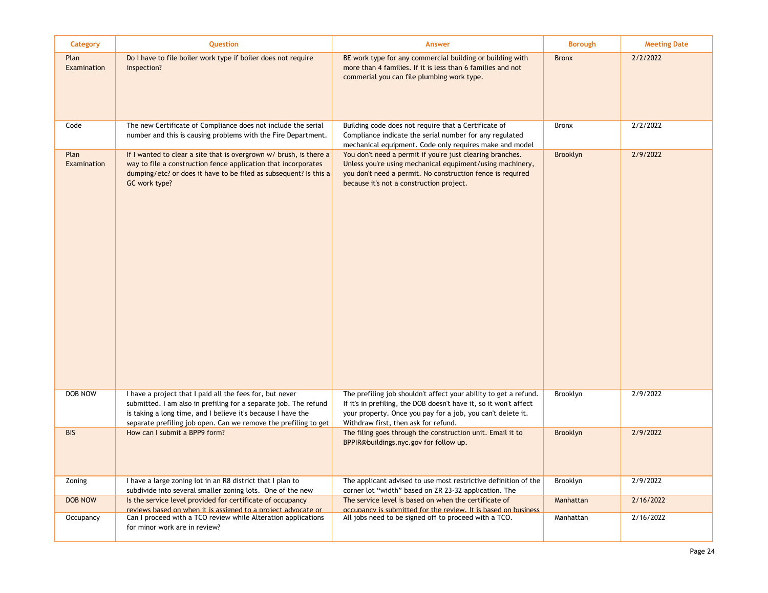| Category | Question | Answer | Borough | Meeting Date |
|---|---|---|---|---|
| Plan Examination | Do I have to file boiler work type if boiler does not require inspection? | BE work type for any commercial building or building with more than 4 families. If it is less than 6 families and not commerial you can file plumbing work type. | Bronx | 2/2/2022 |
| Code | The new Certificate of Compliance does not include the serial number and this is causing problems with the Fire Department. | Building code does not require that a Certificate of Compliance indicate the serial number for any regulated mechanical equipment. Code only requires make and model | Bronx | 2/2/2022 |
| Plan Examination | If I wanted to clear a site that is overgrown w/ brush, is there a way to file a construction fence application that incorporates dumping/etc? or does it have to be filed as subsequent? Is this a GC work type? | You don't need a permit if you're just clearing branches. Unless you're using mechanical equipment/using machinery, you don't need a permit. No construction fence is required because it's not a construction project. | Brooklyn | 2/9/2022 |
| DOB NOW | I have a project that I paid all the fees for, but never submitted. I am also in prefiling for a separate job. The refund is taking a long time, and I believe it's because I have the separate prefiling job open. Can we remove the prefiling to get | The prefiling job shouldn't affect your ability to get a refund. If it's in prefiling, the DOB doesn't have it, so it won't affect your property. Once you pay for a job, you can't delete it. Withdraw first, then ask for refund. | Brooklyn | 2/9/2022 |
| BIS | How can I submit a BPP9 form? | The filing goes through the construction unit. Email it to BPPIR@buildings.nyc.gov for follow up. | Brooklyn | 2/9/2022 |
| Zoning | I have a large zoning lot in an R8 district that I plan to subdivide into several smaller zoning lots. One of the new | The applicant advised to use most restrictive definition of the corner lot “width” based on ZR 23-32 application. The | Brooklyn | 2/9/2022 |
| DOB NOW | Is the service level provided for certificate of occupancy reviews based on when it is assigned to a project advocate or | The service level is based on when the certificate of occupancy is submitted for the review. It is based on business | Manhattan | 2/16/2022 |
| Occupancy | Can I proceed with a TCO review while Alteration applications for minor work are in review? | All jobs need to be signed off to proceed with a TCO. | Manhattan | 2/16/2022 |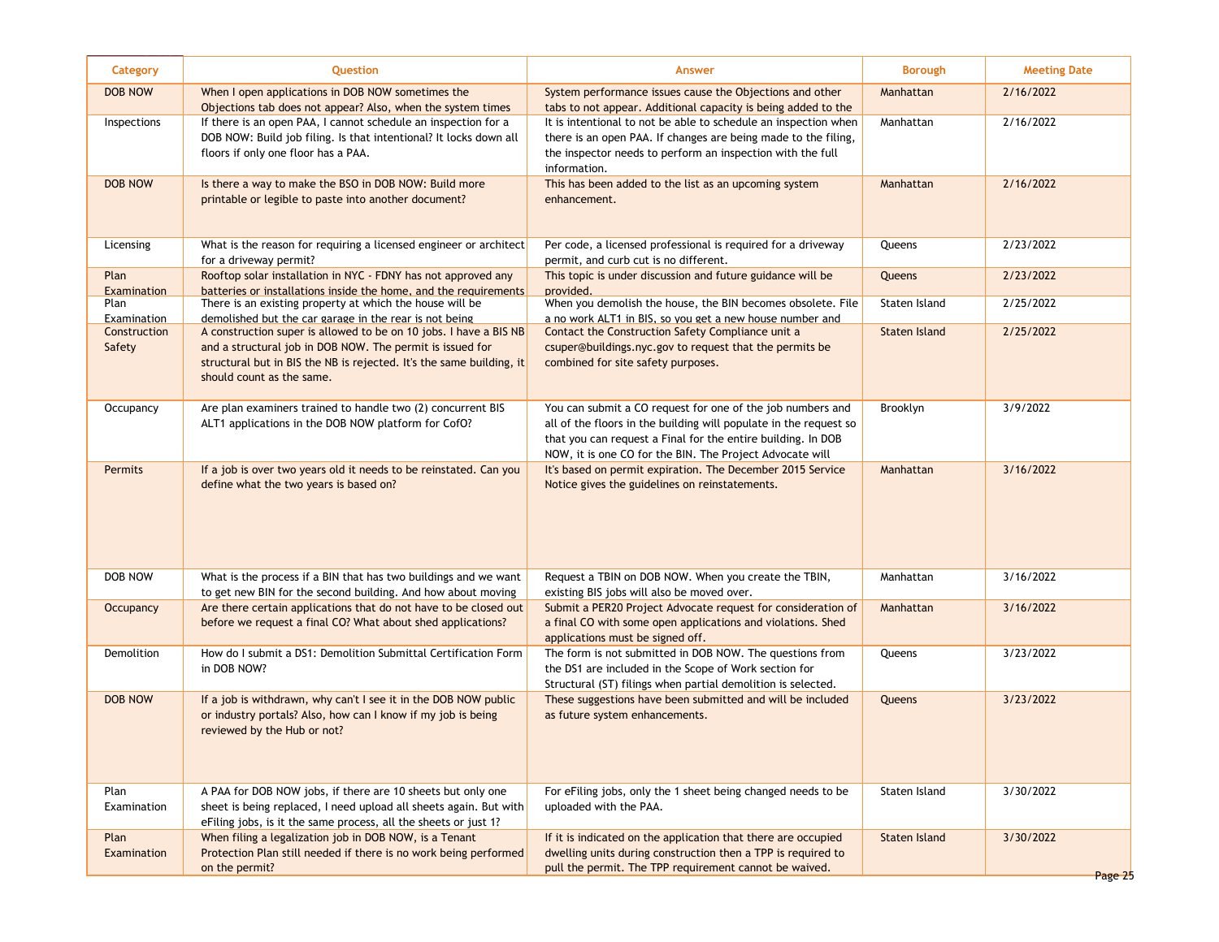| Category | Question | Answer | Borough | Meeting Date |
|---|---|---|---|---|
| DOB NOW | When I open applications in DOB NOW sometimes the Objections tab does not appear? Also, when the system times | System performance issues cause the Objections and other tabs to not appear. Additional capacity is being added to the | Manhattan | 2/16/2022 |
| Inspections | If there is an open PAA, I cannot schedule an inspection for a DOB NOW: Build job filing. Is that intentional? It locks down all floors if only one floor has a PAA. | It is intentional to not be able to schedule an inspection when there is an open PAA. If changes are being made to the filing, the inspector needs to perform an inspection with the full information. | Manhattan | 2/16/2022 |
| DOB NOW | Is there a way to make the BSO in DOB NOW: Build more printable or legible to paste into another document? | This has been added to the list as an upcoming system enhancement. | Manhattan | 2/16/2022 |
| Licensing | What is the reason for requiring a licensed engineer or architect for a driveway permit? | Per code, a licensed professional is required for a driveway permit, and curb cut is no different. | Queens | 2/23/2022 |
| Plan Examination | Rooftop solar installation in NYC - FDNY has not approved any batteries or installations inside the home, and the requirements | This topic is under discussion and future guidance will be provided. | Queens | 2/23/2022 |
| Plan Examination | There is an existing property at which the house will be demolished but the car garage in the rear is not being | When you demolish the house, the BIN becomes obsolete. File a no work ALT1 in BIS, so you get a new house number and | Staten Island | 2/25/2022 |
| Construction Safety | A construction super is allowed to be on 10 jobs. I have a BIS NB and a structural job in DOB NOW. The permit is issued for structural but in BIS the NB is rejected. It's the same building, it should count as the same. | Contact the Construction Safety Compliance unit a csuper@buildings.nyc.gov to request that the permits be combined for site safety purposes. | Staten Island | 2/25/2022 |
| Occupancy | Are plan examiners trained to handle two (2) concurrent BIS ALT1 applications in the DOB NOW platform for CofO? | You can submit a CO request for one of the job numbers and all of the floors in the building will populate in the request so that you can request a Final for the entire building. In DOB NOW, it is one CO for the BIN. The Project Advocate will | Brooklyn | 3/9/2022 |
| Permits | If a job is over two years old it needs to be reinstated. Can you define what the two years is based on? | It's based on permit expiration. The December 2015 Service Notice gives the guidelines on reinstatements. | Manhattan | 3/16/2022 |
| DOB NOW | What is the process if a BIN that has two buildings and we want to get new BIN for the second building. And how about moving | Request a TBIN on DOB NOW. When you create the TBIN, existing BIS jobs will also be moved over. | Manhattan | 3/16/2022 |
| Occupancy | Are there certain applications that do not have to be closed out before we request a final CO? What about shed applications? | Submit a PER20 Project Advocate request for consideration of a final CO with some open applications and violations. Shed applications must be signed off. | Manhattan | 3/16/2022 |
| Demolition | How do I submit a DS1: Demolition Submittal Certification Form in DOB NOW? | The form is not submitted in DOB NOW. The questions from the DS1 are included in the Scope of Work section for Structural (ST) filings when partial demolition is selected. | Queens | 3/23/2022 |
| DOB NOW | If a job is withdrawn, why can't I see it in the DOB NOW public or industry portals? Also, how can I know if my job is being reviewed by the Hub or not? | These suggestions have been submitted and will be included as future system enhancements. | Queens | 3/23/2022 |
| Plan Examination | A PAA for DOB NOW jobs, if there are 10 sheets but only one sheet is being replaced, I need upload all sheets again. But with eFiling jobs, is it the same process, all the sheets or just 1? | For eFiling jobs, only the 1 sheet being changed needs to be uploaded with the PAA. | Staten Island | 3/30/2022 |
| Plan Examination | When filing a legalization job in DOB NOW, is a Tenant Protection Plan still needed if there is no work being performed on the permit? | If it is indicated on the application that there are occupied dwelling units during construction then a TPP is required to pull the permit. The TPP requirement cannot be waived. | Staten Island | 3/30/2022 |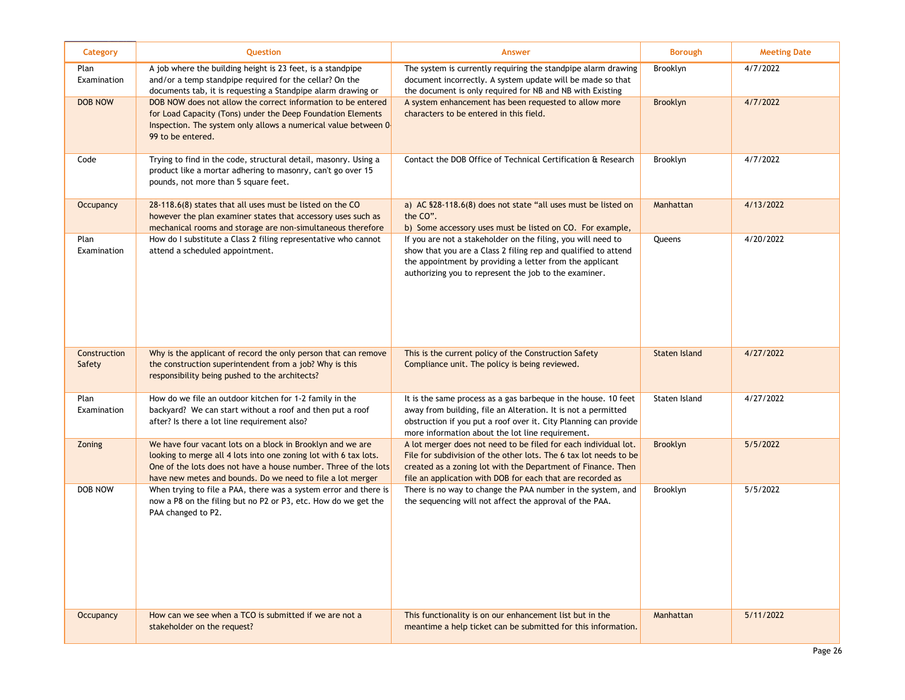| Category | Question | Answer | Borough | Meeting Date |
|---|---|---|---|---|
| Plan Examination | A job where the building height is 23 feet, is a standpipe and/or a temp standpipe required for the cellar? On the documents tab, it is requesting a Standpipe alarm drawing or | The system is currently requiring the standpipe alarm drawing document incorrectly. A system update will be made so that the document is only required for NB and NB with Existing | Brooklyn | 4/7/2022 |
| DOB NOW | DOB NOW does not allow the correct information to be entered for Load Capacity (Tons) under the Deep Foundation Elements Inspection. The system only allows a numerical value between 0-99 to be entered. | A system enhancement has been requested to allow more characters to be entered in this field. | Brooklyn | 4/7/2022 |
| Code | Trying to find in the code, structural detail, masonry. Using a product like a mortar adhering to masonry, can't go over 15 pounds, not more than 5 square feet. | Contact the DOB Office of Technical Certification & Research | Brooklyn | 4/7/2022 |
| Occupancy | 28-118.6(8) states that all uses must be listed on the CO however the plan examiner states that accessory uses such as mechanical rooms and storage are non-simultaneous therefore | a) AC §28-118.6(8) does not state "all uses must be listed on the CO".<br>b) Some accessory uses must be listed on CO. For example, | Manhattan | 4/13/2022 |
| Plan Examination | How do I substitute a Class 2 filing representative who cannot attend a scheduled appointment. | If you are not a stakeholder on the filing, you will need to show that you are a Class 2 filing rep and qualified to attend the appointment by providing a letter from the applicant authorizing you to represent the job to the examiner. | Queens | 4/20/2022 |
| Construction Safety | Why is the applicant of record the only person that can remove the construction superintendent from a job? Why is this responsibility being pushed to the architects? | This is the current policy of the Construction Safety Compliance unit. The policy is being reviewed. | Staten Island | 4/27/2022 |
| Plan Examination | How do we file an outdoor kitchen for 1-2 family in the backyard? We can start without a roof and then put a roof after? Is there a lot line requirement also? | It is the same process as a gas barbeque in the house. 10 feet away from building, file an Alteration. It is not a permitted obstruction if you put a roof over it. City Planning can provide more information about the lot line requirement. | Staten Island | 4/27/2022 |
| Zoning | We have four vacant lots on a block in Brooklyn and we are looking to merge all 4 lots into one zoning lot with 6 tax lots. One of the lots does not have a house number. Three of the lots have new metes and bounds. Do we need to file a lot merger | A lot merger does not need to be filed for each individual lot. File for subdivision of the other lots. The 6 tax lot needs to be created as a zoning lot with the Department of Finance. Then file an application with DOB for each that are recorded as | Brooklyn | 5/5/2022 |
| DOB NOW | When trying to file a PAA, there was a system error and there is now a P8 on the filing but no P2 or P3, etc. How do we get the PAA changed to P2. | There is no way to change the PAA number in the system, and the sequencing will not affect the approval of the PAA. | Brooklyn | 5/5/2022 |
| Occupancy | How can we see when a TCO is submitted if we are not a stakeholder on the request? | This functionality is on our enhancement list but in the meantime a help ticket can be submitted for this information. | Manhattan | 5/11/2022 |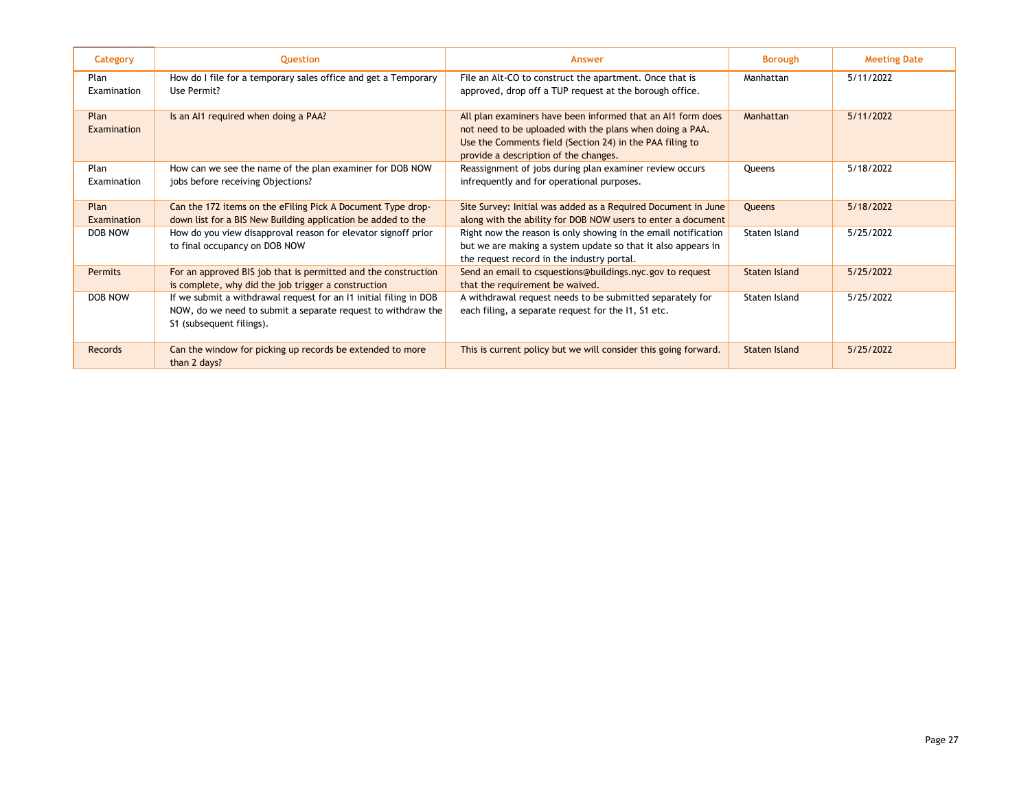| Category | Question | Answer | Borough | Meeting Date |
|---|---|---|---|---|
| Plan Examination | How do I file for a temporary sales office and get a Temporary Use Permit? | File an Alt-CO to construct the apartment. Once that is approved, drop off a TUP request at the borough office. | Manhattan | 5/11/2022 |
| Plan Examination | Is an AI1 required when doing a PAA? | All plan examiners have been informed that an AI1 form does not need to be uploaded with the plans when doing a PAA. Use the Comments field (Section 24) in the PAA filing to provide a description of the changes. | Manhattan | 5/11/2022 |
| Plan Examination | How can we see the name of the plan examiner for DOB NOW jobs before receiving Objections? | Reassignment of jobs during plan examiner review occurs infrequently and for operational purposes. | Queens | 5/18/2022 |
| Plan Examination | Can the 172 items on the eFiling Pick A Document Type drop-down list for a BIS New Building application be added to the | Site Survey: Initial was added as a Required Document in June along with the ability for DOB NOW users to enter a document | Queens | 5/18/2022 |
| DOB NOW | How do you view disapproval reason for elevator signoff prior to final occupancy on DOB NOW | Right now the reason is only showing in the email notification but we are making a system update so that it also appears in the request record in the industry portal. | Staten Island | 5/25/2022 |
| Permits | For an approved BIS job that is permitted and the construction is complete, why did the job trigger a construction | Send an email to csquestions@buildings.nyc.gov to request that the requirement be waived. | Staten Island | 5/25/2022 |
| DOB NOW | If we submit a withdrawal request for an I1 initial filing in DOB NOW, do we need to submit a separate request to withdraw the S1 (subsequent filings). | A withdrawal request needs to be submitted separately for each filing, a separate request for the I1, S1 etc. | Staten Island | 5/25/2022 |
| Records | Can the window for picking up records be extended to more than 2 days? | This is current policy but we will consider this going forward. | Staten Island | 5/25/2022 |